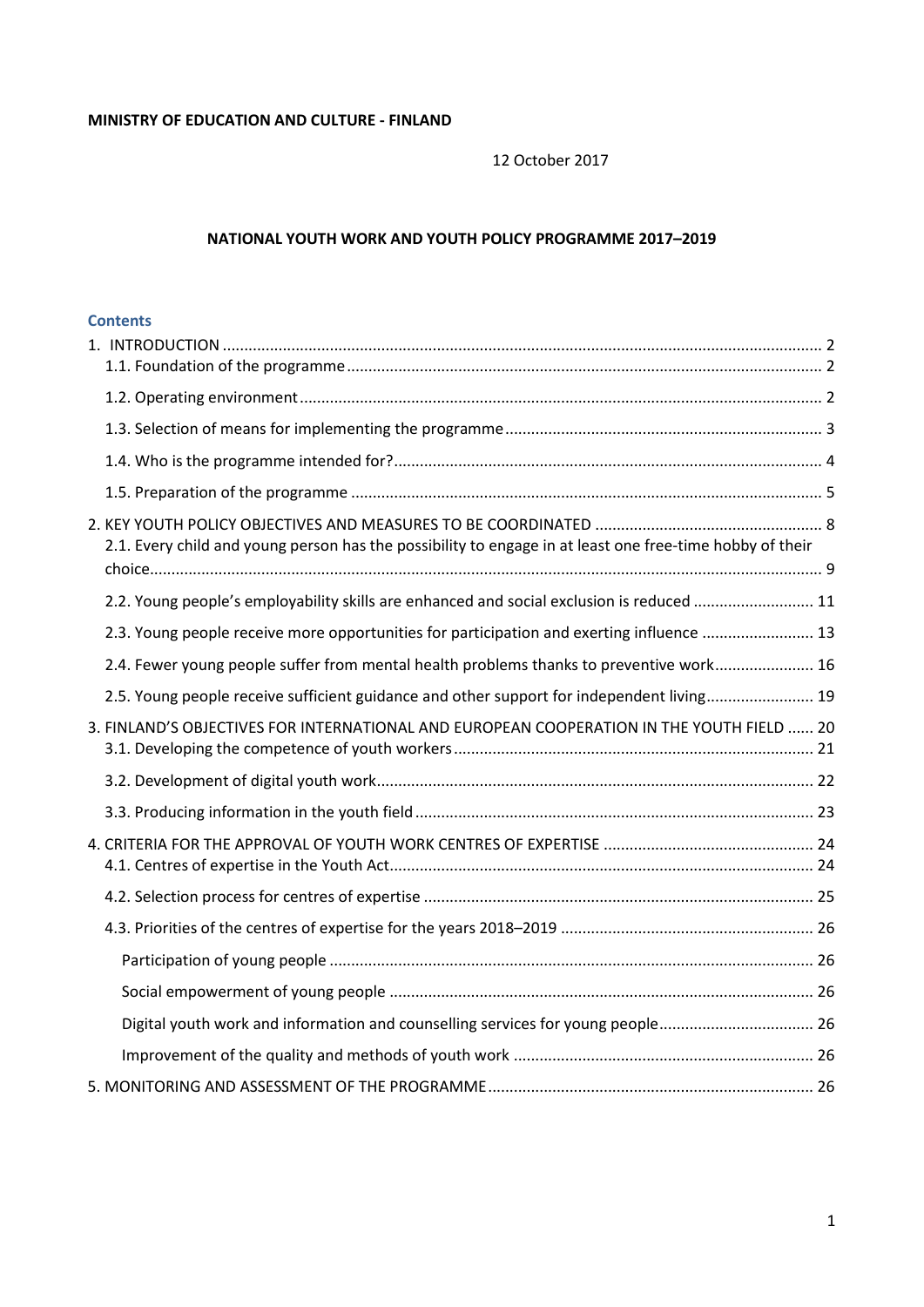**MINISTRY OF EDUCATION AND CULTURE - FINLAND**

12 October 2017

**NATIONAL YOUTH WORK AND YOUTH POLICY PROGRAMME 2017–2019**

## Contents

1. INTRODUCTION ... 2
   - 1.1. Foundation of the programme ... 2
   - 1.2. Operating environment ... 2
   - 1.3. Selection of means for implementing the programme ... 3
   - 1.4. Who is the programme intended for? ... 4
   - 1.5. Preparation of the programme ... 5
2. KEY YOUTH POLICY OBJECTIVES AND MEASURES TO BE COORDINATED ... 8
   - 2.1. Every child and young person has the possibility to engage in at least one free-time hobby of their choice ... 9
   - 2.2. Young people's employability skills are enhanced and social exclusion is reduced ... 11
   - 2.3. Young people receive more opportunities for participation and exerting influence ... 13
   - 2.4. Fewer young people suffer from mental health problems thanks to preventive work ... 16
   - 2.5. Young people receive sufficient guidance and other support for independent living ... 19
3. FINLAND'S OBJECTIVES FOR INTERNATIONAL AND EUROPEAN COOPERATION IN THE YOUTH FIELD ... 20
   - 3.1. Developing the competence of youth workers ... 21
   - 3.2. Development of digital youth work ... 22
   - 3.3. Producing information in the youth field ... 23
4. CRITERIA FOR THE APPROVAL OF YOUTH WORK CENTRES OF EXPERTISE ... 24
   - 4.1. Centres of expertise in the Youth Act ... 24
   - 4.2. Selection process for centres of expertise ... 25
   - 4.3. Priorities of the centres of expertise for the years 2018–2019 ... 26
     - Participation of young people ... 26
     - Social empowerment of young people ... 26
     - Digital youth work and information and counselling services for young people ... 26
     - Improvement of the quality and methods of youth work ... 26
5. MONITORING AND ASSESSMENT OF THE PROGRAMME ... 26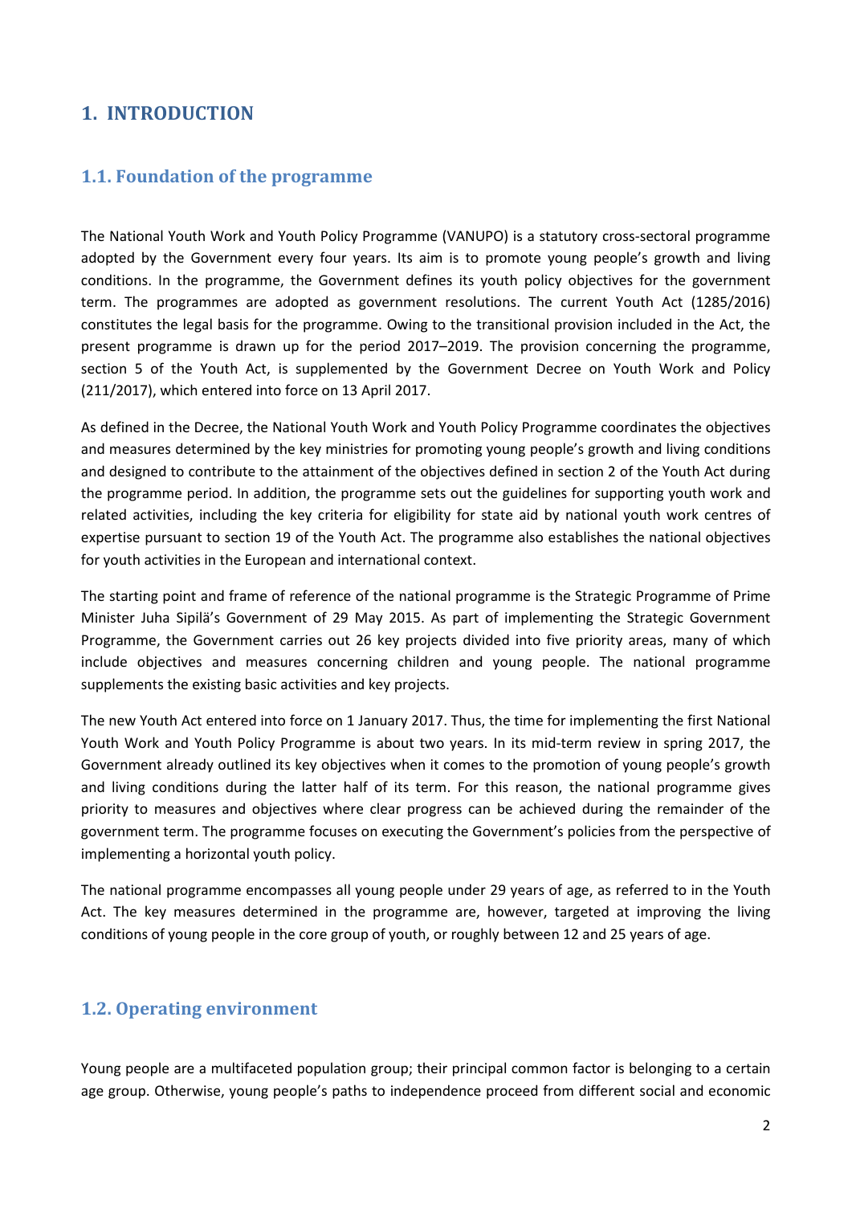# 1. INTRODUCTION

## 1.1. Foundation of the programme

The National Youth Work and Youth Policy Programme (VANUPO) is a statutory cross-sectoral programme adopted by the Government every four years. Its aim is to promote young people's growth and living conditions. In the programme, the Government defines its youth policy objectives for the government term. The programmes are adopted as government resolutions. The current Youth Act (1285/2016) constitutes the legal basis for the programme. Owing to the transitional provision included in the Act, the present programme is drawn up for the period 2017–2019. The provision concerning the programme, section 5 of the Youth Act, is supplemented by the Government Decree on Youth Work and Policy (211/2017), which entered into force on 13 April 2017.

As defined in the Decree, the National Youth Work and Youth Policy Programme coordinates the objectives and measures determined by the key ministries for promoting young people's growth and living conditions and designed to contribute to the attainment of the objectives defined in section 2 of the Youth Act during the programme period. In addition, the programme sets out the guidelines for supporting youth work and related activities, including the key criteria for eligibility for state aid by national youth work centres of expertise pursuant to section 19 of the Youth Act. The programme also establishes the national objectives for youth activities in the European and international context.

The starting point and frame of reference of the national programme is the Strategic Programme of Prime Minister Juha Sipilä's Government of 29 May 2015. As part of implementing the Strategic Government Programme, the Government carries out 26 key projects divided into five priority areas, many of which include objectives and measures concerning children and young people. The national programme supplements the existing basic activities and key projects.

The new Youth Act entered into force on 1 January 2017. Thus, the time for implementing the first National Youth Work and Youth Policy Programme is about two years. In its mid-term review in spring 2017, the Government already outlined its key objectives when it comes to the promotion of young people's growth and living conditions during the latter half of its term. For this reason, the national programme gives priority to measures and objectives where clear progress can be achieved during the remainder of the government term. The programme focuses on executing the Government's policies from the perspective of implementing a horizontal youth policy.

The national programme encompasses all young people under 29 years of age, as referred to in the Youth Act. The key measures determined in the programme are, however, targeted at improving the living conditions of young people in the core group of youth, or roughly between 12 and 25 years of age.

## 1.2. Operating environment

Young people are a multifaceted population group; their principal common factor is belonging to a certain age group. Otherwise, young people's paths to independence proceed from different social and economic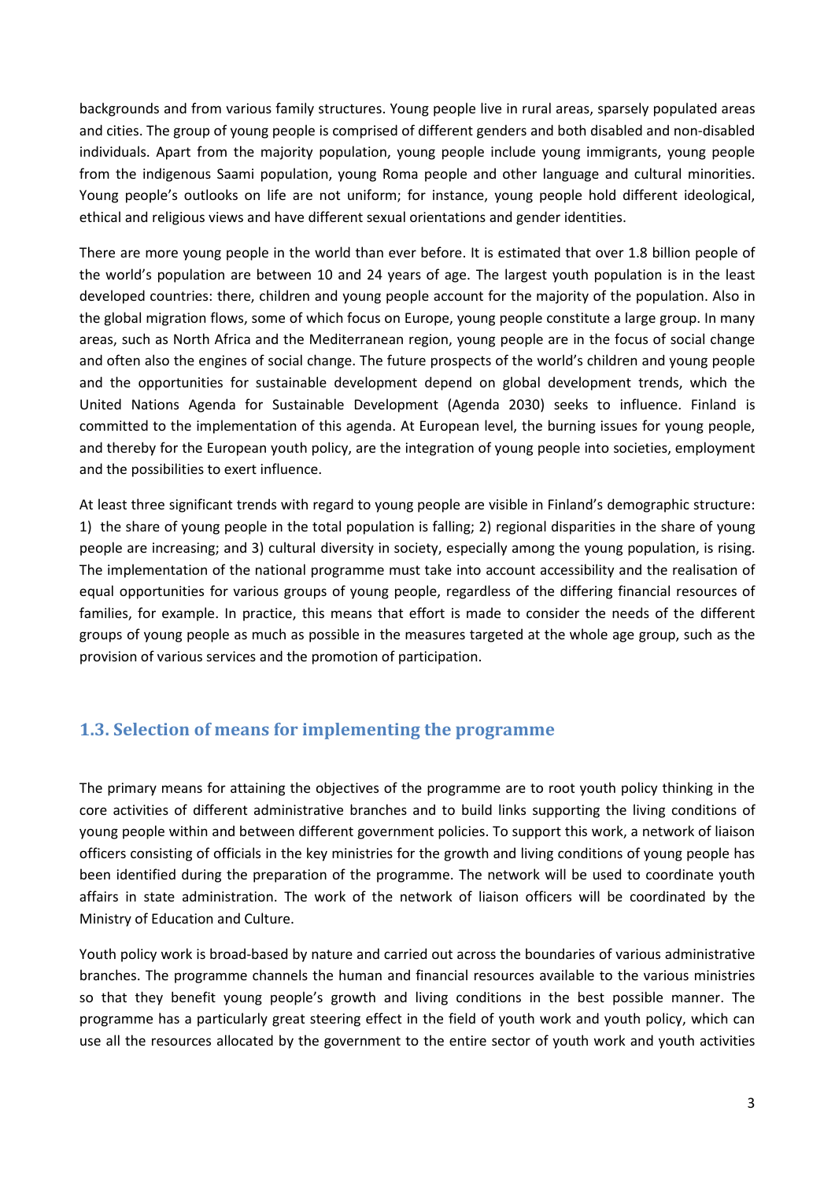backgrounds and from various family structures. Young people live in rural areas, sparsely populated areas and cities. The group of young people is comprised of different genders and both disabled and non-disabled individuals. Apart from the majority population, young people include young immigrants, young people from the indigenous Saami population, young Roma people and other language and cultural minorities. Young people's outlooks on life are not uniform; for instance, young people hold different ideological, ethical and religious views and have different sexual orientations and gender identities.

There are more young people in the world than ever before. It is estimated that over 1.8 billion people of the world's population are between 10 and 24 years of age. The largest youth population is in the least developed countries: there, children and young people account for the majority of the population. Also in the global migration flows, some of which focus on Europe, young people constitute a large group. In many areas, such as North Africa and the Mediterranean region, young people are in the focus of social change and often also the engines of social change. The future prospects of the world's children and young people and the opportunities for sustainable development depend on global development trends, which the United Nations Agenda for Sustainable Development (Agenda 2030) seeks to influence. Finland is committed to the implementation of this agenda. At European level, the burning issues for young people, and thereby for the European youth policy, are the integration of young people into societies, employment and the possibilities to exert influence.

At least three significant trends with regard to young people are visible in Finland's demographic structure: 1) the share of young people in the total population is falling; 2) regional disparities in the share of young people are increasing; and 3) cultural diversity in society, especially among the young population, is rising. The implementation of the national programme must take into account accessibility and the realisation of equal opportunities for various groups of young people, regardless of the differing financial resources of families, for example. In practice, this means that effort is made to consider the needs of the different groups of young people as much as possible in the measures targeted at the whole age group, such as the provision of various services and the promotion of participation.

## 1.3. Selection of means for implementing the programme

The primary means for attaining the objectives of the programme are to root youth policy thinking in the core activities of different administrative branches and to build links supporting the living conditions of young people within and between different government policies. To support this work, a network of liaison officers consisting of officials in the key ministries for the growth and living conditions of young people has been identified during the preparation of the programme. The network will be used to coordinate youth affairs in state administration. The work of the network of liaison officers will be coordinated by the Ministry of Education and Culture.

Youth policy work is broad-based by nature and carried out across the boundaries of various administrative branches. The programme channels the human and financial resources available to the various ministries so that they benefit young people's growth and living conditions in the best possible manner. The programme has a particularly great steering effect in the field of youth work and youth policy, which can use all the resources allocated by the government to the entire sector of youth work and youth activities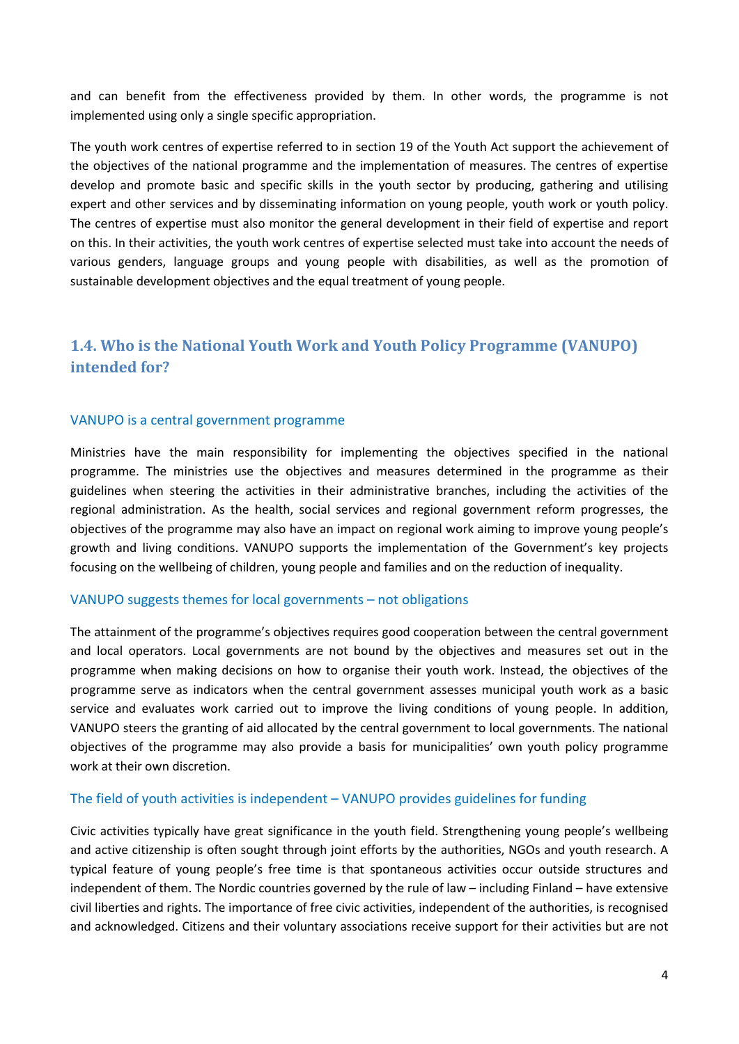and can benefit from the effectiveness provided by them. In other words, the programme is not implemented using only a single specific appropriation.

The youth work centres of expertise referred to in section 19 of the Youth Act support the achievement of the objectives of the national programme and the implementation of measures. The centres of expertise develop and promote basic and specific skills in the youth sector by producing, gathering and utilising expert and other services and by disseminating information on young people, youth work or youth policy. The centres of expertise must also monitor the general development in their field of expertise and report on this. In their activities, the youth work centres of expertise selected must take into account the needs of various genders, language groups and young people with disabilities, as well as the promotion of sustainable development objectives and the equal treatment of young people.

## 1.4. Who is the National Youth Work and Youth Policy Programme (VANUPO) intended for?

### VANUPO is a central government programme

Ministries have the main responsibility for implementing the objectives specified in the national programme. The ministries use the objectives and measures determined in the programme as their guidelines when steering the activities in their administrative branches, including the activities of the regional administration. As the health, social services and regional government reform progresses, the objectives of the programme may also have an impact on regional work aiming to improve young people's growth and living conditions. VANUPO supports the implementation of the Government's key projects focusing on the wellbeing of children, young people and families and on the reduction of inequality.

### VANUPO suggests themes for local governments – not obligations

The attainment of the programme's objectives requires good cooperation between the central government and local operators. Local governments are not bound by the objectives and measures set out in the programme when making decisions on how to organise their youth work. Instead, the objectives of the programme serve as indicators when the central government assesses municipal youth work as a basic service and evaluates work carried out to improve the living conditions of young people. In addition, VANUPO steers the granting of aid allocated by the central government to local governments. The national objectives of the programme may also provide a basis for municipalities' own youth policy programme work at their own discretion.

### The field of youth activities is independent – VANUPO provides guidelines for funding

Civic activities typically have great significance in the youth field. Strengthening young people's wellbeing and active citizenship is often sought through joint efforts by the authorities, NGOs and youth research. A typical feature of young people's free time is that spontaneous activities occur outside structures and independent of them. The Nordic countries governed by the rule of law – including Finland – have extensive civil liberties and rights. The importance of free civic activities, independent of the authorities, is recognised and acknowledged. Citizens and their voluntary associations receive support for their activities but are not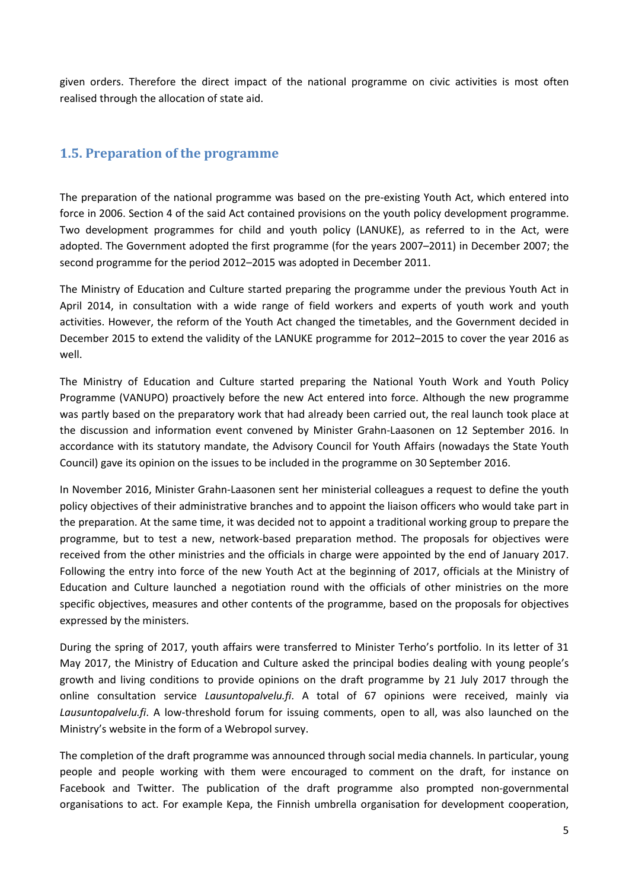given orders. Therefore the direct impact of the national programme on civic activities is most often realised through the allocation of state aid.

## 1.5. Preparation of the programme

The preparation of the national programme was based on the pre-existing Youth Act, which entered into force in 2006. Section 4 of the said Act contained provisions on the youth policy development programme. Two development programmes for child and youth policy (LANUKE), as referred to in the Act, were adopted. The Government adopted the first programme (for the years 2007–2011) in December 2007; the second programme for the period 2012–2015 was adopted in December 2011.

The Ministry of Education and Culture started preparing the programme under the previous Youth Act in April 2014, in consultation with a wide range of field workers and experts of youth work and youth activities. However, the reform of the Youth Act changed the timetables, and the Government decided in December 2015 to extend the validity of the LANUKE programme for 2012–2015 to cover the year 2016 as well.

The Ministry of Education and Culture started preparing the National Youth Work and Youth Policy Programme (VANUPO) proactively before the new Act entered into force. Although the new programme was partly based on the preparatory work that had already been carried out, the real launch took place at the discussion and information event convened by Minister Grahn-Laasonen on 12 September 2016. In accordance with its statutory mandate, the Advisory Council for Youth Affairs (nowadays the State Youth Council) gave its opinion on the issues to be included in the programme on 30 September 2016.

In November 2016, Minister Grahn-Laasonen sent her ministerial colleagues a request to define the youth policy objectives of their administrative branches and to appoint the liaison officers who would take part in the preparation. At the same time, it was decided not to appoint a traditional working group to prepare the programme, but to test a new, network-based preparation method. The proposals for objectives were received from the other ministries and the officials in charge were appointed by the end of January 2017. Following the entry into force of the new Youth Act at the beginning of 2017, officials at the Ministry of Education and Culture launched a negotiation round with the officials of other ministries on the more specific objectives, measures and other contents of the programme, based on the proposals for objectives expressed by the ministers.

During the spring of 2017, youth affairs were transferred to Minister Terho's portfolio. In its letter of 31 May 2017, the Ministry of Education and Culture asked the principal bodies dealing with young people's growth and living conditions to provide opinions on the draft programme by 21 July 2017 through the online consultation service *Lausuntopalvelu.fi*. A total of 67 opinions were received, mainly via *Lausuntopalvelu.fi*. A low-threshold forum for issuing comments, open to all, was also launched on the Ministry's website in the form of a Webropol survey.

The completion of the draft programme was announced through social media channels. In particular, young people and people working with them were encouraged to comment on the draft, for instance on Facebook and Twitter. The publication of the draft programme also prompted non-governmental organisations to act. For example Kepa, the Finnish umbrella organisation for development cooperation,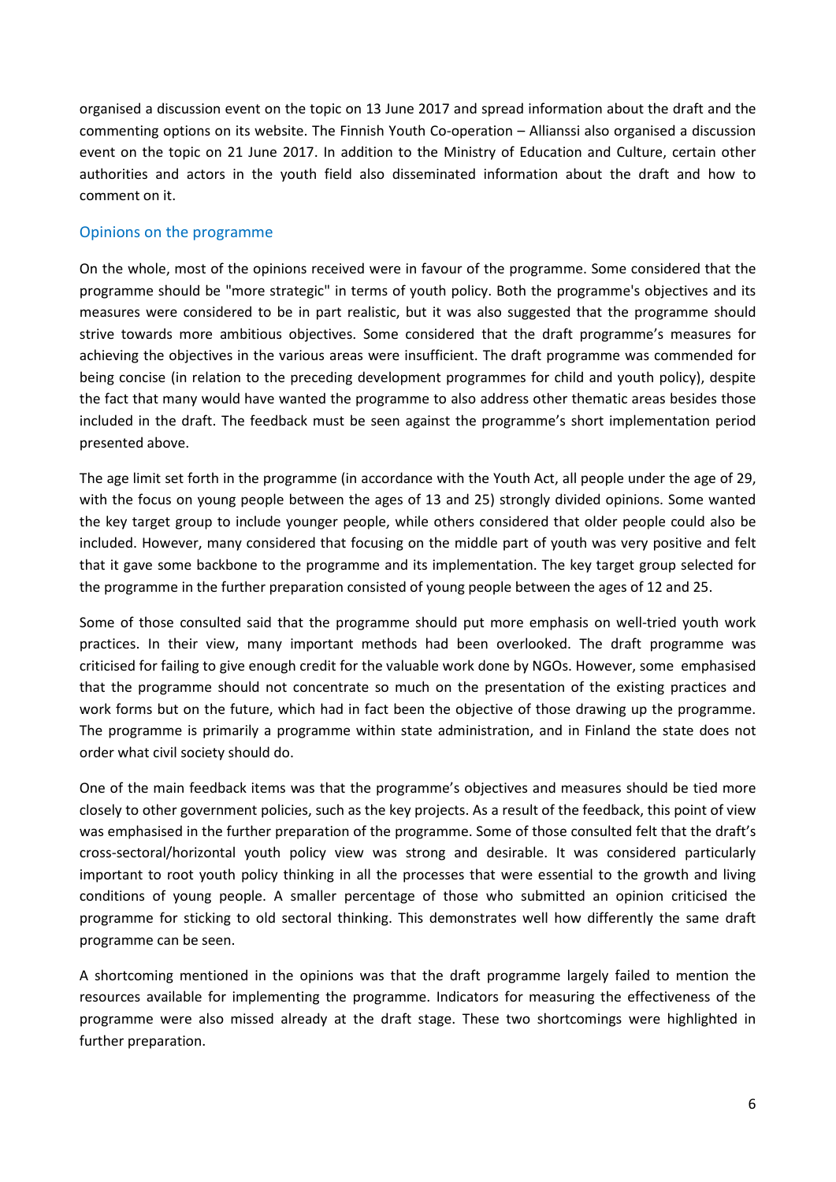organised a discussion event on the topic on 13 June 2017 and spread information about the draft and the commenting options on its website. The Finnish Youth Co-operation – Allianssi also organised a discussion event on the topic on 21 June 2017. In addition to the Ministry of Education and Culture, certain other authorities and actors in the youth field also disseminated information about the draft and how to comment on it.

## Opinions on the programme

On the whole, most of the opinions received were in favour of the programme. Some considered that the programme should be "more strategic" in terms of youth policy. Both the programme's objectives and its measures were considered to be in part realistic, but it was also suggested that the programme should strive towards more ambitious objectives. Some considered that the draft programme's measures for achieving the objectives in the various areas were insufficient. The draft programme was commended for being concise (in relation to the preceding development programmes for child and youth policy), despite the fact that many would have wanted the programme to also address other thematic areas besides those included in the draft. The feedback must be seen against the programme's short implementation period presented above.

The age limit set forth in the programme (in accordance with the Youth Act, all people under the age of 29, with the focus on young people between the ages of 13 and 25) strongly divided opinions. Some wanted the key target group to include younger people, while others considered that older people could also be included. However, many considered that focusing on the middle part of youth was very positive and felt that it gave some backbone to the programme and its implementation. The key target group selected for the programme in the further preparation consisted of young people between the ages of 12 and 25.

Some of those consulted said that the programme should put more emphasis on well-tried youth work practices. In their view, many important methods had been overlooked. The draft programme was criticised for failing to give enough credit for the valuable work done by NGOs. However, some emphasised that the programme should not concentrate so much on the presentation of the existing practices and work forms but on the future, which had in fact been the objective of those drawing up the programme. The programme is primarily a programme within state administration, and in Finland the state does not order what civil society should do.

One of the main feedback items was that the programme's objectives and measures should be tied more closely to other government policies, such as the key projects. As a result of the feedback, this point of view was emphasised in the further preparation of the programme. Some of those consulted felt that the draft's cross-sectoral/horizontal youth policy view was strong and desirable. It was considered particularly important to root youth policy thinking in all the processes that were essential to the growth and living conditions of young people. A smaller percentage of those who submitted an opinion criticised the programme for sticking to old sectoral thinking. This demonstrates well how differently the same draft programme can be seen.

A shortcoming mentioned in the opinions was that the draft programme largely failed to mention the resources available for implementing the programme. Indicators for measuring the effectiveness of the programme were also missed already at the draft stage. These two shortcomings were highlighted in further preparation.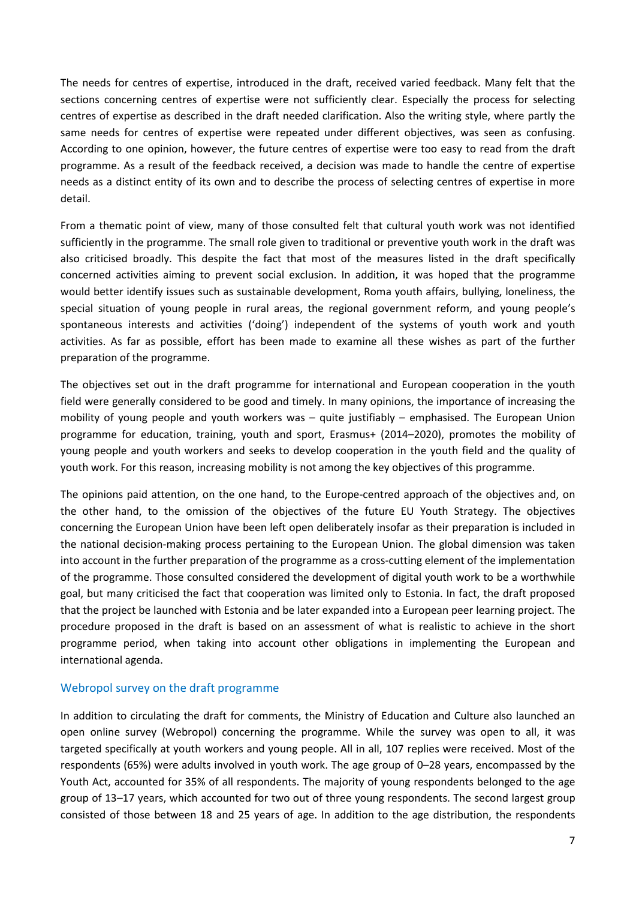The needs for centres of expertise, introduced in the draft, received varied feedback. Many felt that the sections concerning centres of expertise were not sufficiently clear. Especially the process for selecting centres of expertise as described in the draft needed clarification. Also the writing style, where partly the same needs for centres of expertise were repeated under different objectives, was seen as confusing. According to one opinion, however, the future centres of expertise were too easy to read from the draft programme. As a result of the feedback received, a decision was made to handle the centre of expertise needs as a distinct entity of its own and to describe the process of selecting centres of expertise in more detail.

From a thematic point of view, many of those consulted felt that cultural youth work was not identified sufficiently in the programme. The small role given to traditional or preventive youth work in the draft was also criticised broadly. This despite the fact that most of the measures listed in the draft specifically concerned activities aiming to prevent social exclusion. In addition, it was hoped that the programme would better identify issues such as sustainable development, Roma youth affairs, bullying, loneliness, the special situation of young people in rural areas, the regional government reform, and young people's spontaneous interests and activities ('doing') independent of the systems of youth work and youth activities. As far as possible, effort has been made to examine all these wishes as part of the further preparation of the programme.

The objectives set out in the draft programme for international and European cooperation in the youth field were generally considered to be good and timely. In many opinions, the importance of increasing the mobility of young people and youth workers was – quite justifiably – emphasised. The European Union programme for education, training, youth and sport, Erasmus+ (2014–2020), promotes the mobility of young people and youth workers and seeks to develop cooperation in the youth field and the quality of youth work. For this reason, increasing mobility is not among the key objectives of this programme.

The opinions paid attention, on the one hand, to the Europe-centred approach of the objectives and, on the other hand, to the omission of the objectives of the future EU Youth Strategy. The objectives concerning the European Union have been left open deliberately insofar as their preparation is included in the national decision-making process pertaining to the European Union. The global dimension was taken into account in the further preparation of the programme as a cross-cutting element of the implementation of the programme. Those consulted considered the development of digital youth work to be a worthwhile goal, but many criticised the fact that cooperation was limited only to Estonia. In fact, the draft proposed that the project be launched with Estonia and be later expanded into a European peer learning project. The procedure proposed in the draft is based on an assessment of what is realistic to achieve in the short programme period, when taking into account other obligations in implementing the European and international agenda.

## Webropol survey on the draft programme

In addition to circulating the draft for comments, the Ministry of Education and Culture also launched an open online survey (Webropol) concerning the programme. While the survey was open to all, it was targeted specifically at youth workers and young people. All in all, 107 replies were received. Most of the respondents (65%) were adults involved in youth work. The age group of 0–28 years, encompassed by the Youth Act, accounted for 35% of all respondents. The majority of young respondents belonged to the age group of 13–17 years, which accounted for two out of three young respondents. The second largest group consisted of those between 18 and 25 years of age. In addition to the age distribution, the respondents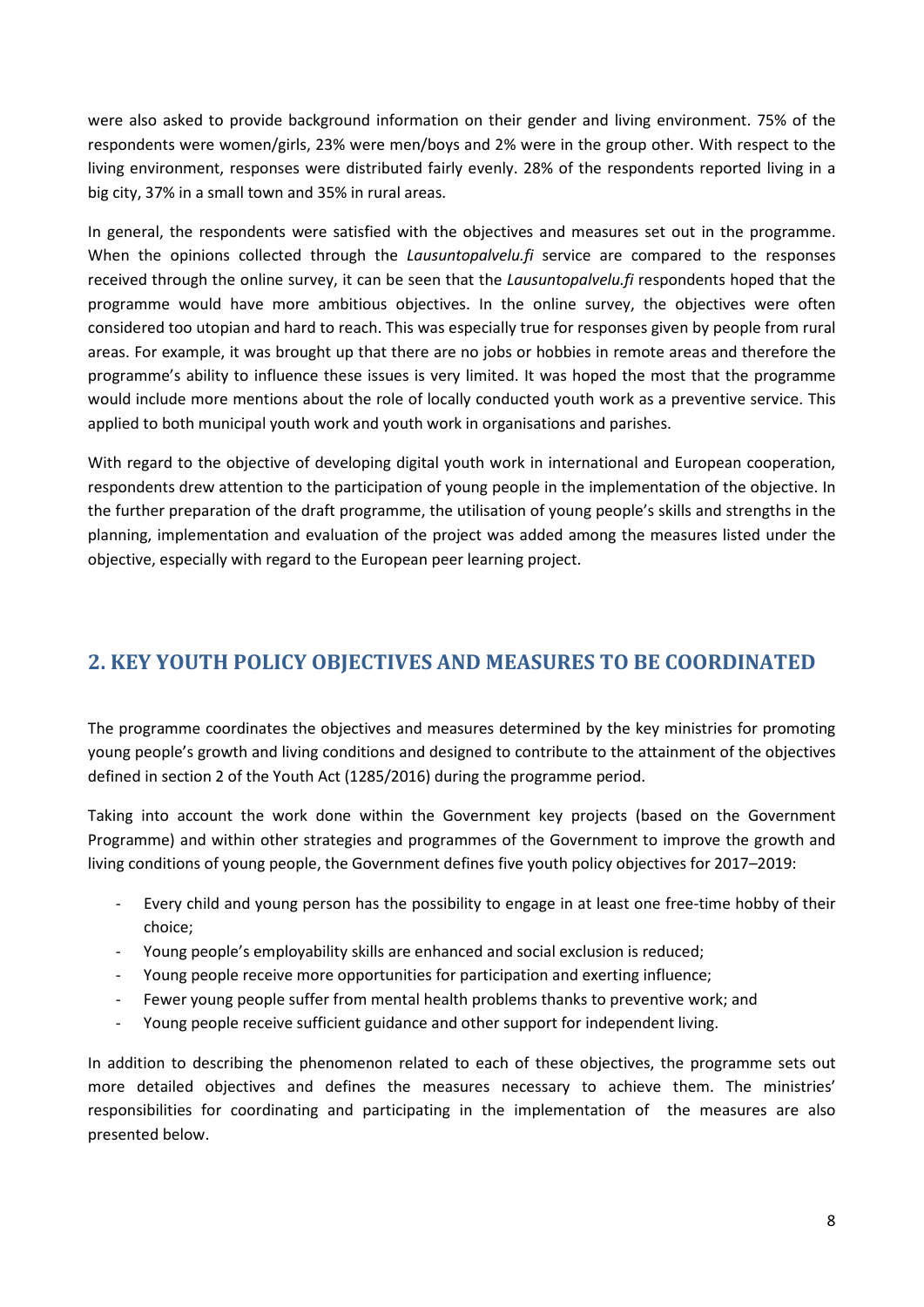were also asked to provide background information on their gender and living environment. 75% of the respondents were women/girls, 23% were men/boys and 2% were in the group other. With respect to the living environment, responses were distributed fairly evenly. 28% of the respondents reported living in a big city, 37% in a small town and 35% in rural areas.

In general, the respondents were satisfied with the objectives and measures set out in the programme. When the opinions collected through the *Lausuntopalvelu.fi* service are compared to the responses received through the online survey, it can be seen that the *Lausuntopalvelu.fi* respondents hoped that the programme would have more ambitious objectives. In the online survey, the objectives were often considered too utopian and hard to reach. This was especially true for responses given by people from rural areas. For example, it was brought up that there are no jobs or hobbies in remote areas and therefore the programme's ability to influence these issues is very limited. It was hoped the most that the programme would include more mentions about the role of locally conducted youth work as a preventive service. This applied to both municipal youth work and youth work in organisations and parishes.

With regard to the objective of developing digital youth work in international and European cooperation, respondents drew attention to the participation of young people in the implementation of the objective. In the further preparation of the draft programme, the utilisation of young people's skills and strengths in the planning, implementation and evaluation of the project was added among the measures listed under the objective, especially with regard to the European peer learning project.

## 2. KEY YOUTH POLICY OBJECTIVES AND MEASURES TO BE COORDINATED

The programme coordinates the objectives and measures determined by the key ministries for promoting young people's growth and living conditions and designed to contribute to the attainment of the objectives defined in section 2 of the Youth Act (1285/2016) during the programme period.

Taking into account the work done within the Government key projects (based on the Government Programme) and within other strategies and programmes of the Government to improve the growth and living conditions of young people, the Government defines five youth policy objectives for 2017–2019:

- Every child and young person has the possibility to engage in at least one free-time hobby of their choice;
- Young people's employability skills are enhanced and social exclusion is reduced;
- Young people receive more opportunities for participation and exerting influence;
- Fewer young people suffer from mental health problems thanks to preventive work; and
- Young people receive sufficient guidance and other support for independent living.

In addition to describing the phenomenon related to each of these objectives, the programme sets out more detailed objectives and defines the measures necessary to achieve them. The ministries' responsibilities for coordinating and participating in the implementation of the measures are also presented below.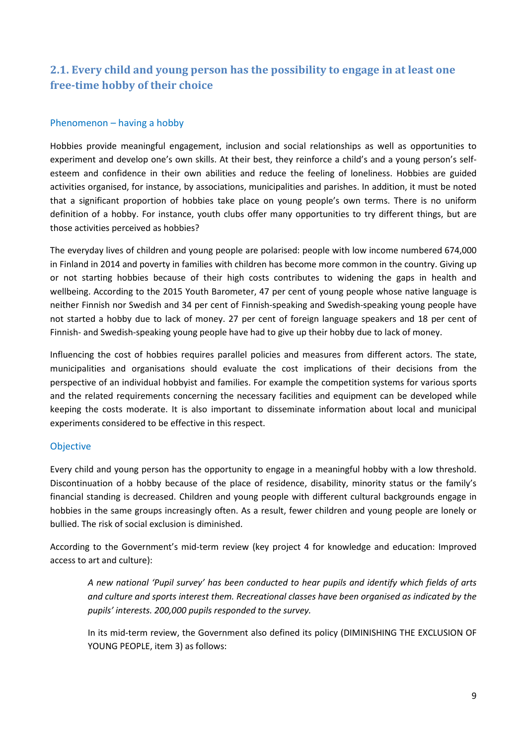## 2.1. Every child and young person has the possibility to engage in at least one free-time hobby of their choice

### Phenomenon – having a hobby

Hobbies provide meaningful engagement, inclusion and social relationships as well as opportunities to experiment and develop one's own skills. At their best, they reinforce a child's and a young person's self-esteem and confidence in their own abilities and reduce the feeling of loneliness. Hobbies are guided activities organised, for instance, by associations, municipalities and parishes. In addition, it must be noted that a significant proportion of hobbies take place on young people's own terms. There is no uniform definition of a hobby. For instance, youth clubs offer many opportunities to try different things, but are those activities perceived as hobbies?

The everyday lives of children and young people are polarised: people with low income numbered 674,000 in Finland in 2014 and poverty in families with children has become more common in the country. Giving up or not starting hobbies because of their high costs contributes to widening the gaps in health and wellbeing. According to the 2015 Youth Barometer, 47 per cent of young people whose native language is neither Finnish nor Swedish and 34 per cent of Finnish-speaking and Swedish-speaking young people have not started a hobby due to lack of money. 27 per cent of foreign language speakers and 18 per cent of Finnish- and Swedish-speaking young people have had to give up their hobby due to lack of money.

Influencing the cost of hobbies requires parallel policies and measures from different actors. The state, municipalities and organisations should evaluate the cost implications of their decisions from the perspective of an individual hobbyist and families. For example the competition systems for various sports and the related requirements concerning the necessary facilities and equipment can be developed while keeping the costs moderate. It is also important to disseminate information about local and municipal experiments considered to be effective in this respect.

### Objective

Every child and young person has the opportunity to engage in a meaningful hobby with a low threshold. Discontinuation of a hobby because of the place of residence, disability, minority status or the family's financial standing is decreased. Children and young people with different cultural backgrounds engage in hobbies in the same groups increasingly often. As a result, fewer children and young people are lonely or bullied. The risk of social exclusion is diminished.

According to the Government's mid-term review (key project 4 for knowledge and education: Improved access to art and culture):

> *A new national 'Pupil survey' has been conducted to hear pupils and identify which fields of arts and culture and sports interest them. Recreational classes have been organised as indicated by the pupils' interests. 200,000 pupils responded to the survey.*
>
> In its mid-term review, the Government also defined its policy (DIMINISHING THE EXCLUSION OF YOUNG PEOPLE, item 3) as follows: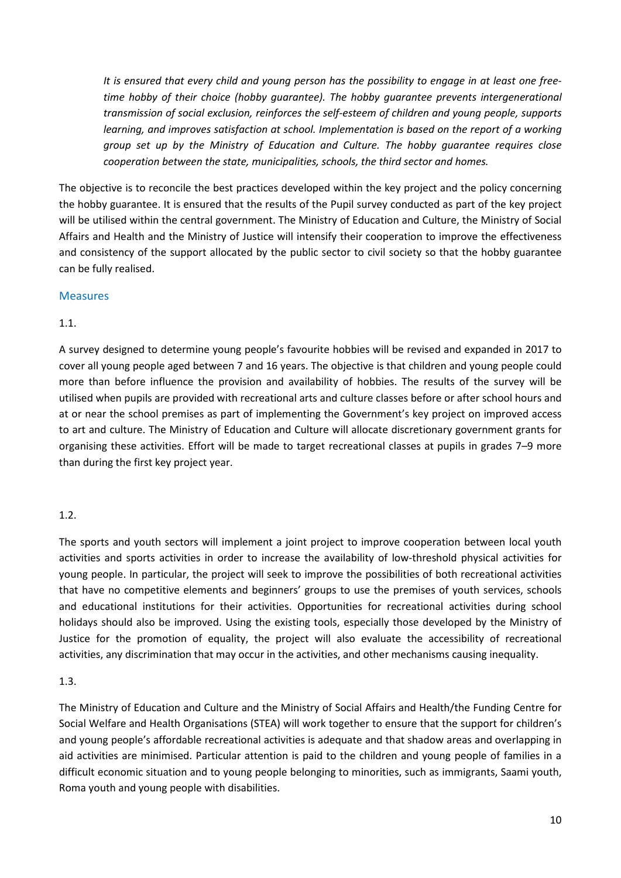*It is ensured that every child and young person has the possibility to engage in at least one free-time hobby of their choice (hobby guarantee). The hobby guarantee prevents intergenerational transmission of social exclusion, reinforces the self-esteem of children and young people, supports learning, and improves satisfaction at school. Implementation is based on the report of a working group set up by the Ministry of Education and Culture. The hobby guarantee requires close cooperation between the state, municipalities, schools, the third sector and homes.*

The objective is to reconcile the best practices developed within the key project and the policy concerning the hobby guarantee. It is ensured that the results of the Pupil survey conducted as part of the key project will be utilised within the central government. The Ministry of Education and Culture, the Ministry of Social Affairs and Health and the Ministry of Justice will intensify their cooperation to improve the effectiveness and consistency of the support allocated by the public sector to civil society so that the hobby guarantee can be fully realised.

### Measures

1.1.

A survey designed to determine young people's favourite hobbies will be revised and expanded in 2017 to cover all young people aged between 7 and 16 years. The objective is that children and young people could more than before influence the provision and availability of hobbies. The results of the survey will be utilised when pupils are provided with recreational arts and culture classes before or after school hours and at or near the school premises as part of implementing the Government's key project on improved access to art and culture. The Ministry of Education and Culture will allocate discretionary government grants for organising these activities. Effort will be made to target recreational classes at pupils in grades 7–9 more than during the first key project year.

1.2.

The sports and youth sectors will implement a joint project to improve cooperation between local youth activities and sports activities in order to increase the availability of low-threshold physical activities for young people. In particular, the project will seek to improve the possibilities of both recreational activities that have no competitive elements and beginners' groups to use the premises of youth services, schools and educational institutions for their activities. Opportunities for recreational activities during school holidays should also be improved. Using the existing tools, especially those developed by the Ministry of Justice for the promotion of equality, the project will also evaluate the accessibility of recreational activities, any discrimination that may occur in the activities, and other mechanisms causing inequality.

1.3.

The Ministry of Education and Culture and the Ministry of Social Affairs and Health/the Funding Centre for Social Welfare and Health Organisations (STEA) will work together to ensure that the support for children's and young people's affordable recreational activities is adequate and that shadow areas and overlapping in aid activities are minimised. Particular attention is paid to the children and young people of families in a difficult economic situation and to young people belonging to minorities, such as immigrants, Saami youth, Roma youth and young people with disabilities.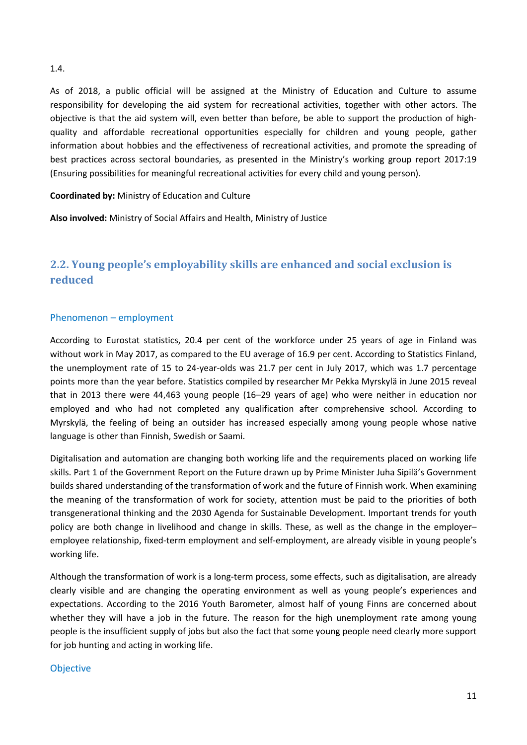1.4.

As of 2018, a public official will be assigned at the Ministry of Education and Culture to assume responsibility for developing the aid system for recreational activities, together with other actors. The objective is that the aid system will, even better than before, be able to support the production of high-quality and affordable recreational opportunities especially for children and young people, gather information about hobbies and the effectiveness of recreational activities, and promote the spreading of best practices across sectoral boundaries, as presented in the Ministry's working group report 2017:19 (Ensuring possibilities for meaningful recreational activities for every child and young person).

**Coordinated by:** Ministry of Education and Culture

**Also involved:** Ministry of Social Affairs and Health, Ministry of Justice

## 2.2. Young people's employability skills are enhanced and social exclusion is reduced

### Phenomenon – employment

According to Eurostat statistics, 20.4 per cent of the workforce under 25 years of age in Finland was without work in May 2017, as compared to the EU average of 16.9 per cent. According to Statistics Finland, the unemployment rate of 15 to 24-year-olds was 21.7 per cent in July 2017, which was 1.7 percentage points more than the year before. Statistics compiled by researcher Mr Pekka Myrskylä in June 2015 reveal that in 2013 there were 44,463 young people (16–29 years of age) who were neither in education nor employed and who had not completed any qualification after comprehensive school. According to Myrskylä, the feeling of being an outsider has increased especially among young people whose native language is other than Finnish, Swedish or Saami.

Digitalisation and automation are changing both working life and the requirements placed on working life skills. Part 1 of the Government Report on the Future drawn up by Prime Minister Juha Sipilä's Government builds shared understanding of the transformation of work and the future of Finnish work. When examining the meaning of the transformation of work for society, attention must be paid to the priorities of both transgenerational thinking and the 2030 Agenda for Sustainable Development. Important trends for youth policy are both change in livelihood and change in skills. These, as well as the change in the employer–employee relationship, fixed-term employment and self-employment, are already visible in young people's working life.

Although the transformation of work is a long-term process, some effects, such as digitalisation, are already clearly visible and are changing the operating environment as well as young people's experiences and expectations. According to the 2016 Youth Barometer, almost half of young Finns are concerned about whether they will have a job in the future. The reason for the high unemployment rate among young people is the insufficient supply of jobs but also the fact that some young people need clearly more support for job hunting and acting in working life.

### Objective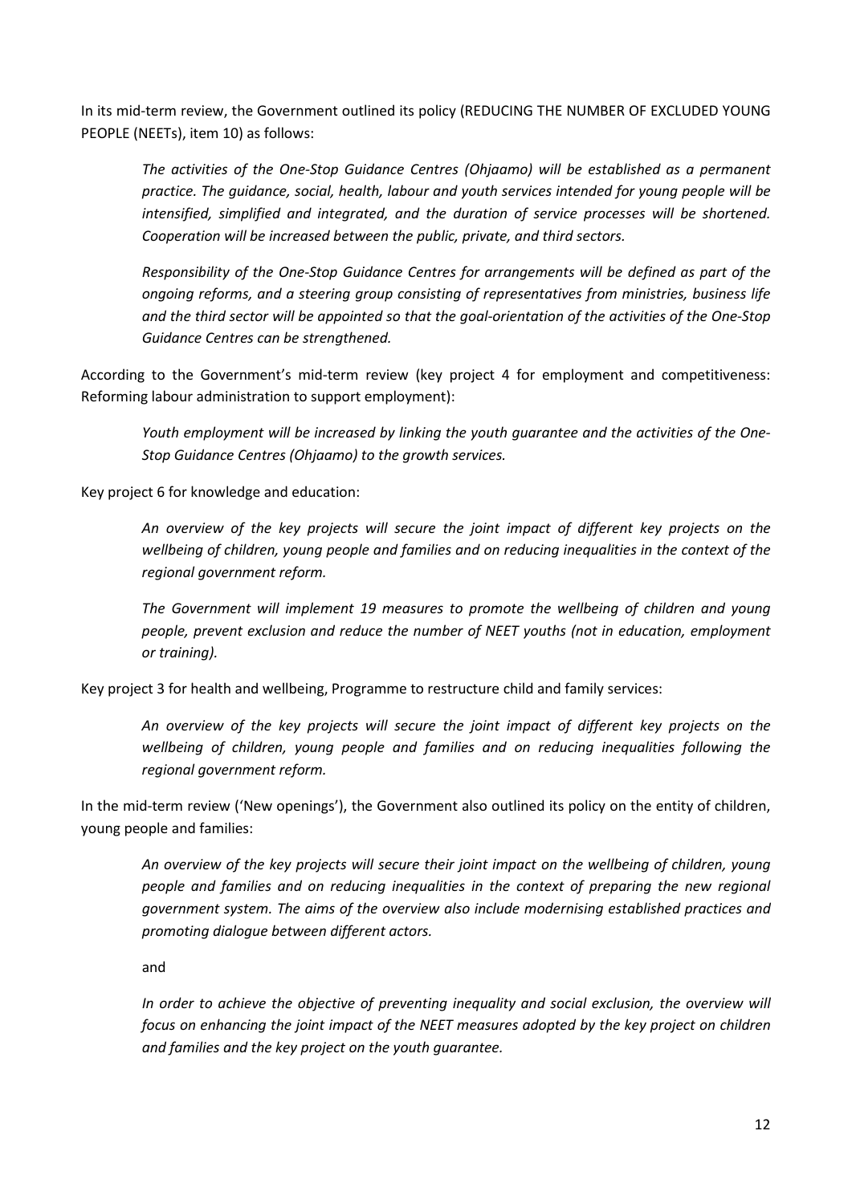In its mid-term review, the Government outlined its policy (REDUCING THE NUMBER OF EXCLUDED YOUNG PEOPLE (NEETs), item 10) as follows:

> *The activities of the One-Stop Guidance Centres (Ohjaamo) will be established as a permanent practice. The guidance, social, health, labour and youth services intended for young people will be intensified, simplified and integrated, and the duration of service processes will be shortened. Cooperation will be increased between the public, private, and third sectors.*
>
> *Responsibility of the One-Stop Guidance Centres for arrangements will be defined as part of the ongoing reforms, and a steering group consisting of representatives from ministries, business life and the third sector will be appointed so that the goal-orientation of the activities of the One-Stop Guidance Centres can be strengthened.*

According to the Government's mid-term review (key project 4 for employment and competitiveness: Reforming labour administration to support employment):

> *Youth employment will be increased by linking the youth guarantee and the activities of the One-Stop Guidance Centres (Ohjaamo) to the growth services.*

Key project 6 for knowledge and education:

> *An overview of the key projects will secure the joint impact of different key projects on the wellbeing of children, young people and families and on reducing inequalities in the context of the regional government reform.*
>
> *The Government will implement 19 measures to promote the wellbeing of children and young people, prevent exclusion and reduce the number of NEET youths (not in education, employment or training).*

Key project 3 for health and wellbeing, Programme to restructure child and family services:

> *An overview of the key projects will secure the joint impact of different key projects on the wellbeing of children, young people and families and on reducing inequalities following the regional government reform.*

In the mid-term review ('New openings'), the Government also outlined its policy on the entity of children, young people and families:

> *An overview of the key projects will secure their joint impact on the wellbeing of children, young people and families and on reducing inequalities in the context of preparing the new regional government system. The aims of the overview also include modernising established practices and promoting dialogue between different actors.*
>
> and
>
> *In order to achieve the objective of preventing inequality and social exclusion, the overview will focus on enhancing the joint impact of the NEET measures adopted by the key project on children and families and the key project on the youth guarantee.*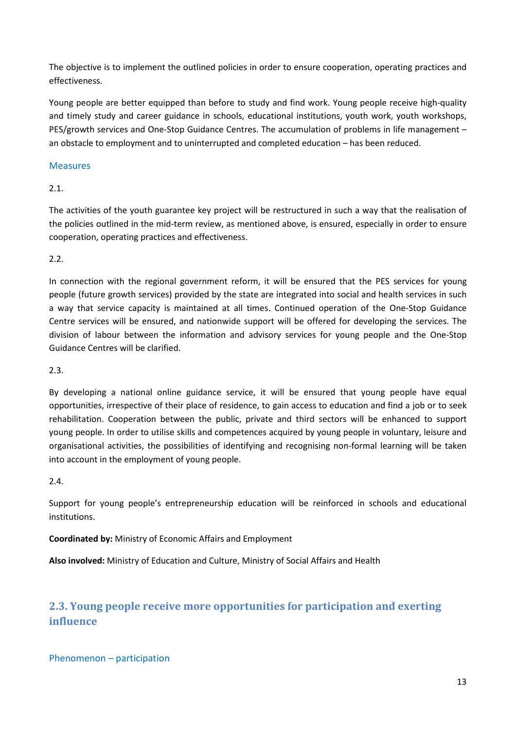The objective is to implement the outlined policies in order to ensure cooperation, operating practices and effectiveness.

Young people are better equipped than before to study and find work. Young people receive high-quality and timely study and career guidance in schools, educational institutions, youth work, youth workshops, PES/growth services and One-Stop Guidance Centres. The accumulation of problems in life management – an obstacle to employment and to uninterrupted and completed education – has been reduced.

### Measures

2.1.

The activities of the youth guarantee key project will be restructured in such a way that the realisation of the policies outlined in the mid-term review, as mentioned above, is ensured, especially in order to ensure cooperation, operating practices and effectiveness.

2.2.

In connection with the regional government reform, it will be ensured that the PES services for young people (future growth services) provided by the state are integrated into social and health services in such a way that service capacity is maintained at all times. Continued operation of the One-Stop Guidance Centre services will be ensured, and nationwide support will be offered for developing the services. The division of labour between the information and advisory services for young people and the One-Stop Guidance Centres will be clarified.

2.3.

By developing a national online guidance service, it will be ensured that young people have equal opportunities, irrespective of their place of residence, to gain access to education and find a job or to seek rehabilitation. Cooperation between the public, private and third sectors will be enhanced to support young people. In order to utilise skills and competences acquired by young people in voluntary, leisure and organisational activities, the possibilities of identifying and recognising non-formal learning will be taken into account in the employment of young people.

2.4.

Support for young people's entrepreneurship education will be reinforced in schools and educational institutions.

**Coordinated by:** Ministry of Economic Affairs and Employment

**Also involved:** Ministry of Education and Culture, Ministry of Social Affairs and Health

## 2.3. Young people receive more opportunities for participation and exerting influence

### Phenomenon – participation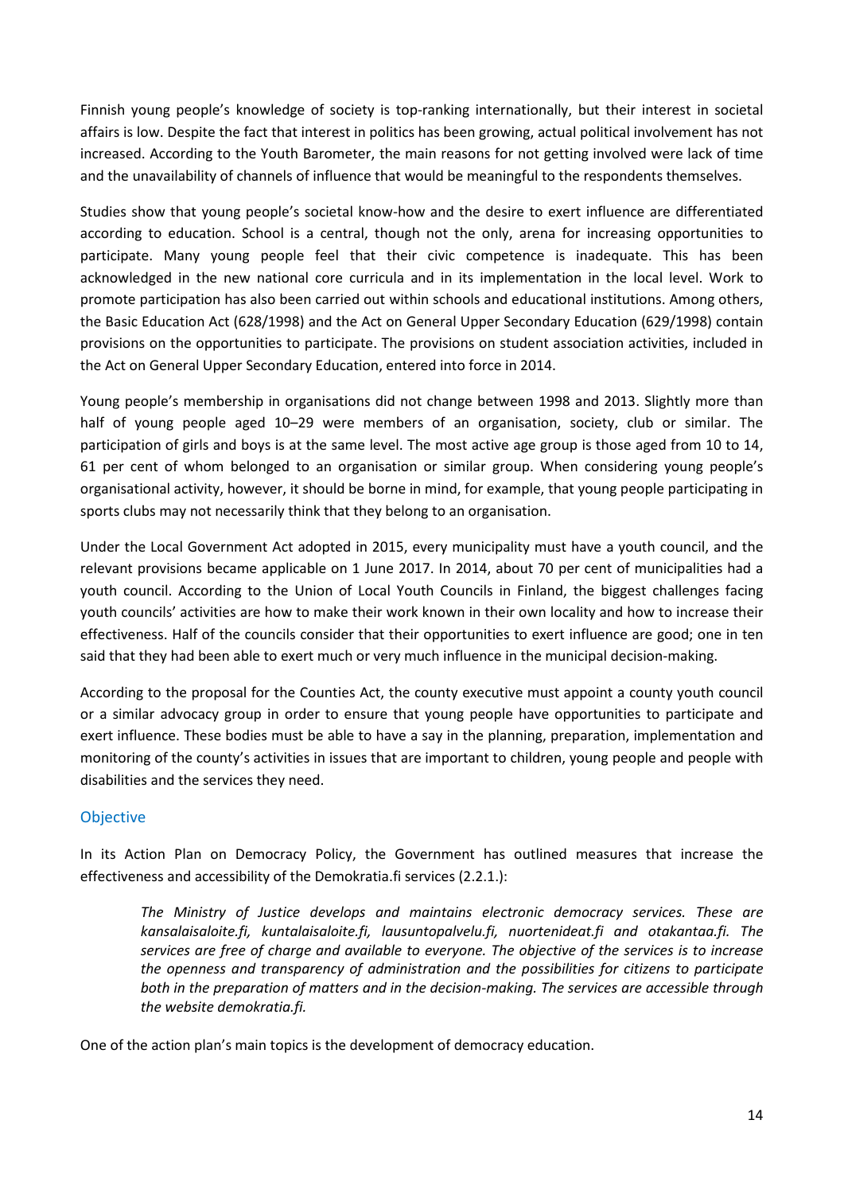Finnish young people's knowledge of society is top-ranking internationally, but their interest in societal affairs is low. Despite the fact that interest in politics has been growing, actual political involvement has not increased. According to the Youth Barometer, the main reasons for not getting involved were lack of time and the unavailability of channels of influence that would be meaningful to the respondents themselves.

Studies show that young people's societal know-how and the desire to exert influence are differentiated according to education. School is a central, though not the only, arena for increasing opportunities to participate. Many young people feel that their civic competence is inadequate. This has been acknowledged in the new national core curricula and in its implementation in the local level. Work to promote participation has also been carried out within schools and educational institutions. Among others, the Basic Education Act (628/1998) and the Act on General Upper Secondary Education (629/1998) contain provisions on the opportunities to participate. The provisions on student association activities, included in the Act on General Upper Secondary Education, entered into force in 2014.

Young people's membership in organisations did not change between 1998 and 2013. Slightly more than half of young people aged 10–29 were members of an organisation, society, club or similar. The participation of girls and boys is at the same level. The most active age group is those aged from 10 to 14, 61 per cent of whom belonged to an organisation or similar group. When considering young people's organisational activity, however, it should be borne in mind, for example, that young people participating in sports clubs may not necessarily think that they belong to an organisation.

Under the Local Government Act adopted in 2015, every municipality must have a youth council, and the relevant provisions became applicable on 1 June 2017. In 2014, about 70 per cent of municipalities had a youth council. According to the Union of Local Youth Councils in Finland, the biggest challenges facing youth councils' activities are how to make their work known in their own locality and how to increase their effectiveness. Half of the councils consider that their opportunities to exert influence are good; one in ten said that they had been able to exert much or very much influence in the municipal decision-making.

According to the proposal for the Counties Act, the county executive must appoint a county youth council or a similar advocacy group in order to ensure that young people have opportunities to participate and exert influence. These bodies must be able to have a say in the planning, preparation, implementation and monitoring of the county's activities in issues that are important to children, young people and people with disabilities and the services they need.

### Objective

In its Action Plan on Democracy Policy, the Government has outlined measures that increase the effectiveness and accessibility of the Demokratia.fi services (2.2.1.):

> *The Ministry of Justice develops and maintains electronic democracy services. These are kansalaisaloite.fi, kuntalaisaloite.fi, lausuntopalvelu.fi, nuortenideat.fi and otakantaa.fi. The services are free of charge and available to everyone. The objective of the services is to increase the openness and transparency of administration and the possibilities for citizens to participate both in the preparation of matters and in the decision-making. The services are accessible through the website demokratia.fi.*

One of the action plan's main topics is the development of democracy education.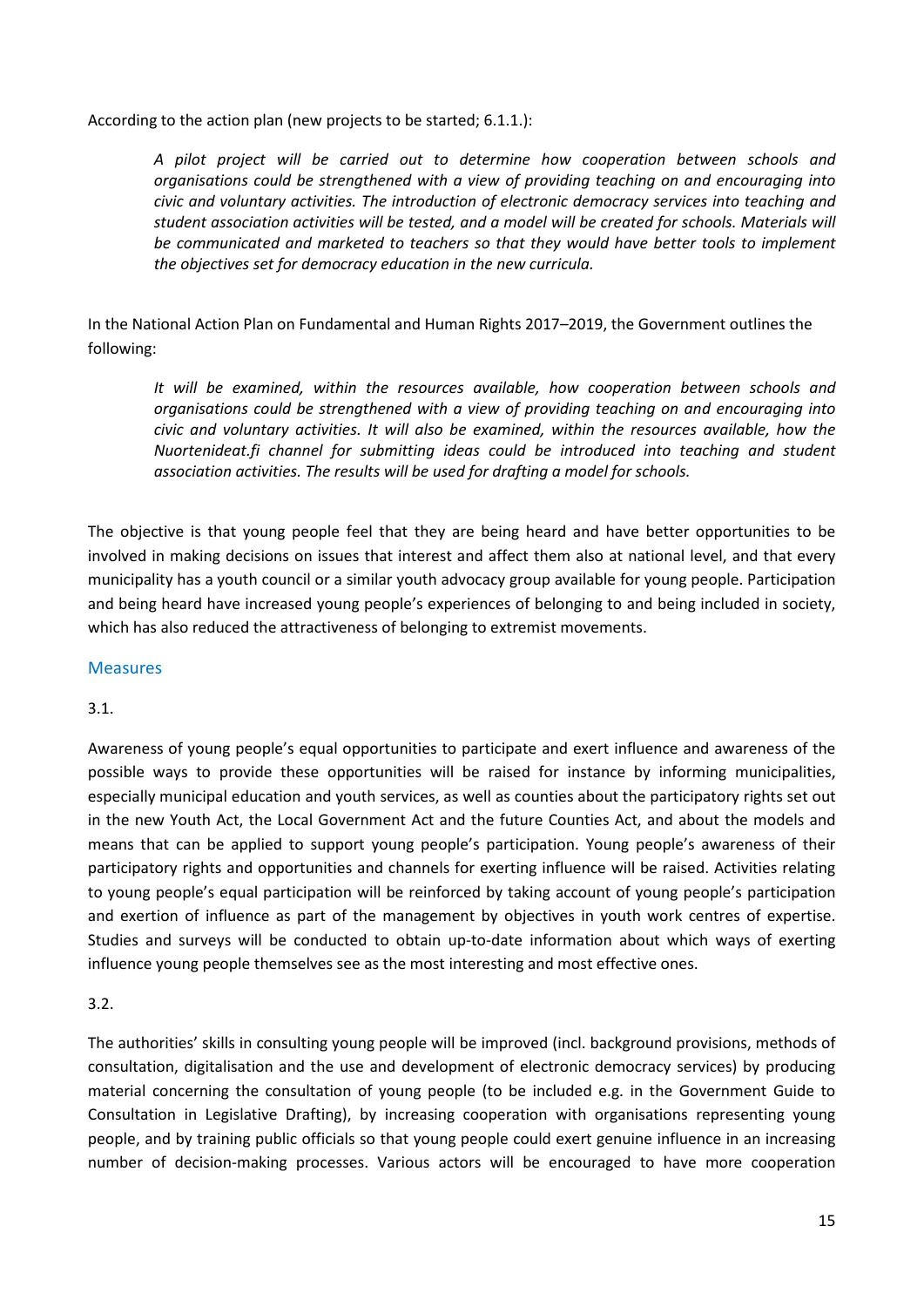According to the action plan (new projects to be started; 6.1.1.):

> *A pilot project will be carried out to determine how cooperation between schools and organisations could be strengthened with a view of providing teaching on and encouraging into civic and voluntary activities. The introduction of electronic democracy services into teaching and student association activities will be tested, and a model will be created for schools. Materials will be communicated and marketed to teachers so that they would have better tools to implement the objectives set for democracy education in the new curricula.*

In the National Action Plan on Fundamental and Human Rights 2017–2019, the Government outlines the following:

> *It will be examined, within the resources available, how cooperation between schools and organisations could be strengthened with a view of providing teaching on and encouraging into civic and voluntary activities. It will also be examined, within the resources available, how the Nuortenideat.fi channel for submitting ideas could be introduced into teaching and student association activities. The results will be used for drafting a model for schools.*

The objective is that young people feel that they are being heard and have better opportunities to be involved in making decisions on issues that interest and affect them also at national level, and that every municipality has a youth council or a similar youth advocacy group available for young people. Participation and being heard have increased young people's experiences of belonging to and being included in society, which has also reduced the attractiveness of belonging to extremist movements.

### Measures

3.1.

Awareness of young people's equal opportunities to participate and exert influence and awareness of the possible ways to provide these opportunities will be raised for instance by informing municipalities, especially municipal education and youth services, as well as counties about the participatory rights set out in the new Youth Act, the Local Government Act and the future Counties Act, and about the models and means that can be applied to support young people's participation. Young people's awareness of their participatory rights and opportunities and channels for exerting influence will be raised. Activities relating to young people's equal participation will be reinforced by taking account of young people's participation and exertion of influence as part of the management by objectives in youth work centres of expertise. Studies and surveys will be conducted to obtain up-to-date information about which ways of exerting influence young people themselves see as the most interesting and most effective ones.

3.2.

The authorities' skills in consulting young people will be improved (incl. background provisions, methods of consultation, digitalisation and the use and development of electronic democracy services) by producing material concerning the consultation of young people (to be included e.g. in the Government Guide to Consultation in Legislative Drafting), by increasing cooperation with organisations representing young people, and by training public officials so that young people could exert genuine influence in an increasing number of decision-making processes. Various actors will be encouraged to have more cooperation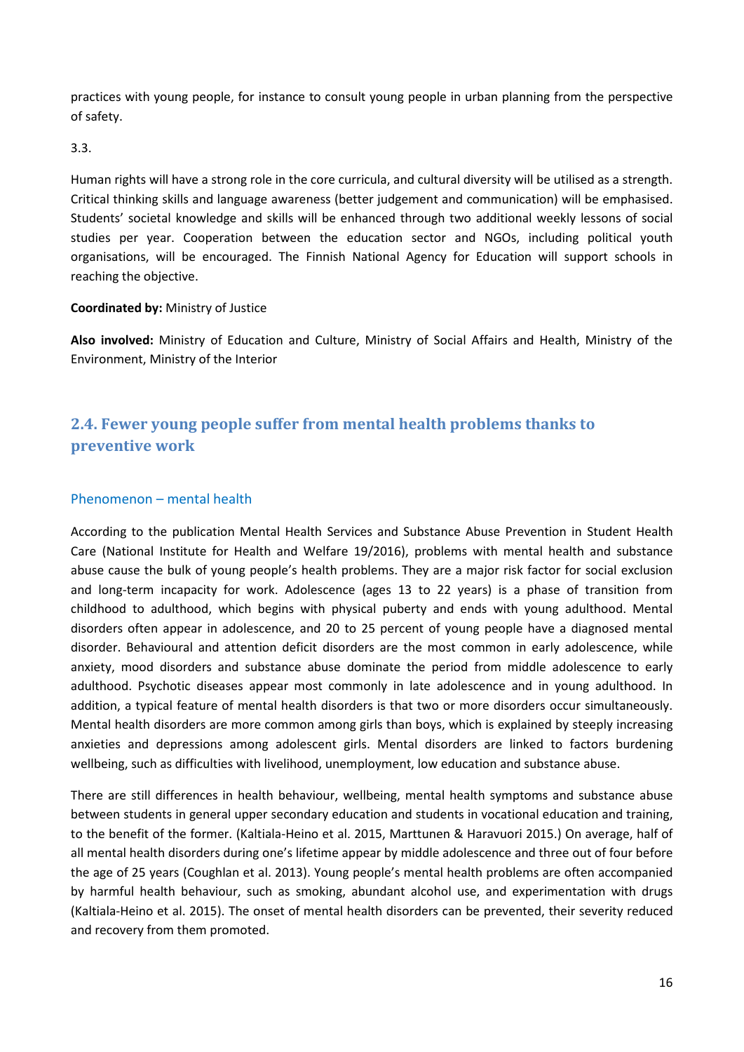practices with young people, for instance to consult young people in urban planning from the perspective of safety.

3.3.

Human rights will have a strong role in the core curricula, and cultural diversity will be utilised as a strength. Critical thinking skills and language awareness (better judgement and communication) will be emphasised. Students' societal knowledge and skills will be enhanced through two additional weekly lessons of social studies per year. Cooperation between the education sector and NGOs, including political youth organisations, will be encouraged. The Finnish National Agency for Education will support schools in reaching the objective.

**Coordinated by:** Ministry of Justice

**Also involved:** Ministry of Education and Culture, Ministry of Social Affairs and Health, Ministry of the Environment, Ministry of the Interior

## 2.4. Fewer young people suffer from mental health problems thanks to preventive work

### Phenomenon – mental health

According to the publication Mental Health Services and Substance Abuse Prevention in Student Health Care (National Institute for Health and Welfare 19/2016), problems with mental health and substance abuse cause the bulk of young people's health problems. They are a major risk factor for social exclusion and long-term incapacity for work. Adolescence (ages 13 to 22 years) is a phase of transition from childhood to adulthood, which begins with physical puberty and ends with young adulthood. Mental disorders often appear in adolescence, and 20 to 25 percent of young people have a diagnosed mental disorder. Behavioural and attention deficit disorders are the most common in early adolescence, while anxiety, mood disorders and substance abuse dominate the period from middle adolescence to early adulthood. Psychotic diseases appear most commonly in late adolescence and in young adulthood. In addition, a typical feature of mental health disorders is that two or more disorders occur simultaneously. Mental health disorders are more common among girls than boys, which is explained by steeply increasing anxieties and depressions among adolescent girls. Mental disorders are linked to factors burdening wellbeing, such as difficulties with livelihood, unemployment, low education and substance abuse.

There are still differences in health behaviour, wellbeing, mental health symptoms and substance abuse between students in general upper secondary education and students in vocational education and training, to the benefit of the former. (Kaltiala-Heino et al. 2015, Marttunen & Haravuori 2015.) On average, half of all mental health disorders during one's lifetime appear by middle adolescence and three out of four before the age of 25 years (Coughlan et al. 2013). Young people's mental health problems are often accompanied by harmful health behaviour, such as smoking, abundant alcohol use, and experimentation with drugs (Kaltiala-Heino et al. 2015). The onset of mental health disorders can be prevented, their severity reduced and recovery from them promoted.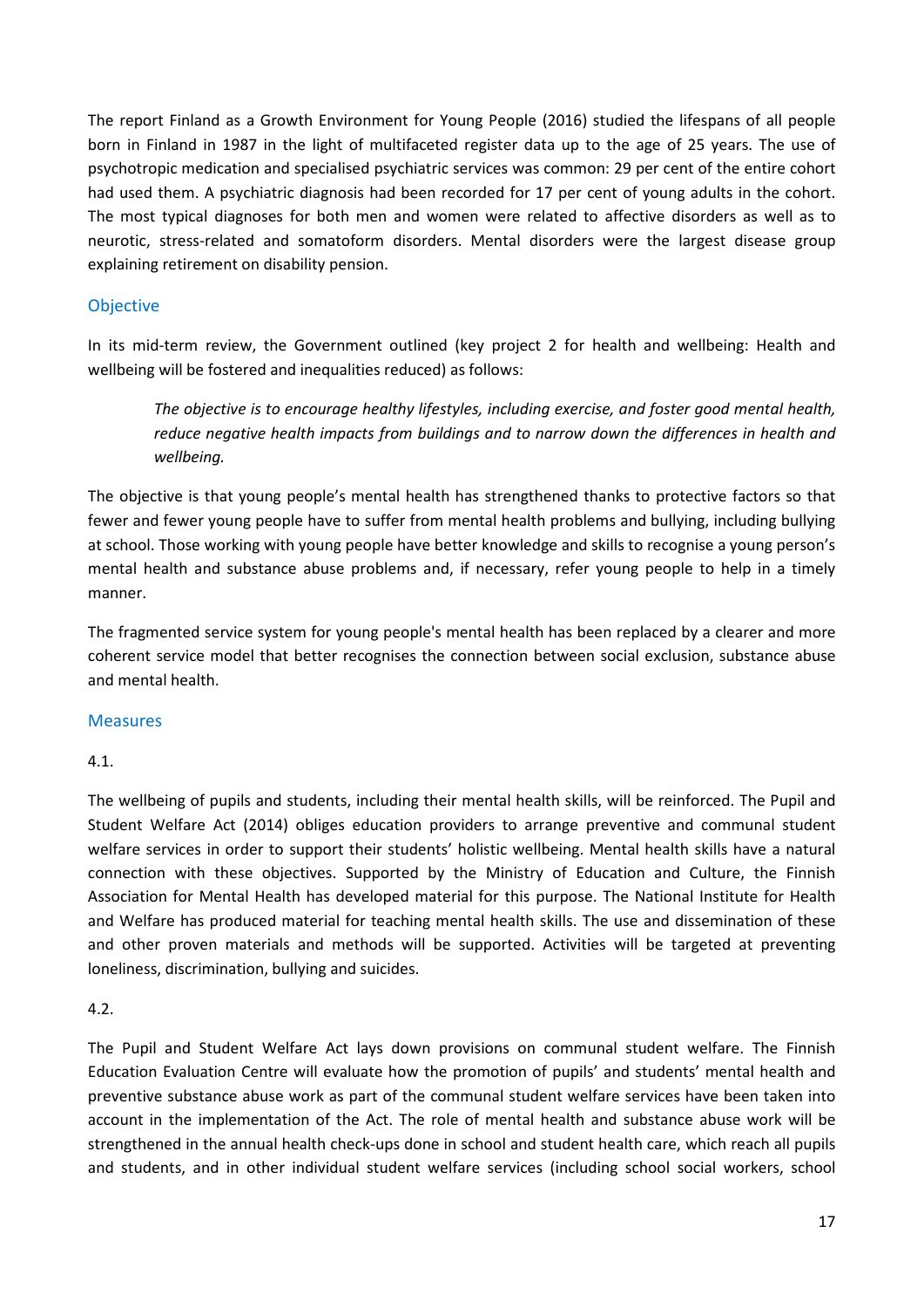The report Finland as a Growth Environment for Young People (2016) studied the lifespans of all people born in Finland in 1987 in the light of multifaceted register data up to the age of 25 years. The use of psychotropic medication and specialised psychiatric services was common: 29 per cent of the entire cohort had used them. A psychiatric diagnosis had been recorded for 17 per cent of young adults in the cohort. The most typical diagnoses for both men and women were related to affective disorders as well as to neurotic, stress-related and somatoform disorders. Mental disorders were the largest disease group explaining retirement on disability pension.

## Objective

In its mid-term review, the Government outlined (key project 2 for health and wellbeing: Health and wellbeing will be fostered and inequalities reduced) as follows:

> *The objective is to encourage healthy lifestyles, including exercise, and foster good mental health, reduce negative health impacts from buildings and to narrow down the differences in health and wellbeing.*

The objective is that young people's mental health has strengthened thanks to protective factors so that fewer and fewer young people have to suffer from mental health problems and bullying, including bullying at school. Those working with young people have better knowledge and skills to recognise a young person's mental health and substance abuse problems and, if necessary, refer young people to help in a timely manner.

The fragmented service system for young people's mental health has been replaced by a clearer and more coherent service model that better recognises the connection between social exclusion, substance abuse and mental health.

## Measures

4.1.

The wellbeing of pupils and students, including their mental health skills, will be reinforced. The Pupil and Student Welfare Act (2014) obliges education providers to arrange preventive and communal student welfare services in order to support their students' holistic wellbeing. Mental health skills have a natural connection with these objectives. Supported by the Ministry of Education and Culture, the Finnish Association for Mental Health has developed material for this purpose. The National Institute for Health and Welfare has produced material for teaching mental health skills. The use and dissemination of these and other proven materials and methods will be supported. Activities will be targeted at preventing loneliness, discrimination, bullying and suicides.

4.2.

The Pupil and Student Welfare Act lays down provisions on communal student welfare. The Finnish Education Evaluation Centre will evaluate how the promotion of pupils' and students' mental health and preventive substance abuse work as part of the communal student welfare services have been taken into account in the implementation of the Act. The role of mental health and substance abuse work will be strengthened in the annual health check-ups done in school and student health care, which reach all pupils and students, and in other individual student welfare services (including school social workers, school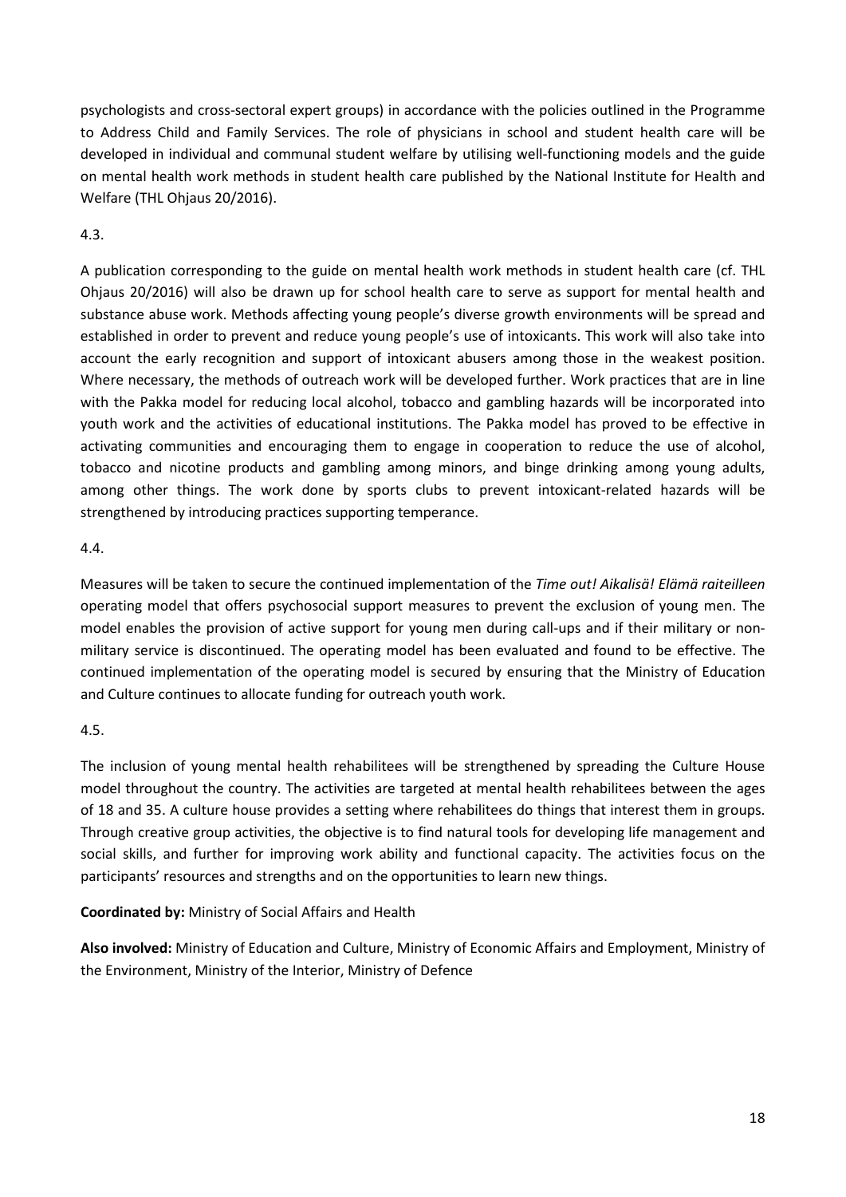psychologists and cross-sectoral expert groups) in accordance with the policies outlined in the Programme to Address Child and Family Services. The role of physicians in school and student health care will be developed in individual and communal student welfare by utilising well-functioning models and the guide on mental health work methods in student health care published by the National Institute for Health and Welfare (THL Ohjaus 20/2016).

4.3.

A publication corresponding to the guide on mental health work methods in student health care (cf. THL Ohjaus 20/2016) will also be drawn up for school health care to serve as support for mental health and substance abuse work. Methods affecting young people's diverse growth environments will be spread and established in order to prevent and reduce young people's use of intoxicants. This work will also take into account the early recognition and support of intoxicant abusers among those in the weakest position. Where necessary, the methods of outreach work will be developed further. Work practices that are in line with the Pakka model for reducing local alcohol, tobacco and gambling hazards will be incorporated into youth work and the activities of educational institutions. The Pakka model has proved to be effective in activating communities and encouraging them to engage in cooperation to reduce the use of alcohol, tobacco and nicotine products and gambling among minors, and binge drinking among young adults, among other things. The work done by sports clubs to prevent intoxicant-related hazards will be strengthened by introducing practices supporting temperance.

4.4.

Measures will be taken to secure the continued implementation of the *Time out! Aikalisä! Elämä raiteilleen* operating model that offers psychosocial support measures to prevent the exclusion of young men. The model enables the provision of active support for young men during call-ups and if their military or non-military service is discontinued. The operating model has been evaluated and found to be effective. The continued implementation of the operating model is secured by ensuring that the Ministry of Education and Culture continues to allocate funding for outreach youth work.

4.5.

The inclusion of young mental health rehabilitees will be strengthened by spreading the Culture House model throughout the country. The activities are targeted at mental health rehabilitees between the ages of 18 and 35. A culture house provides a setting where rehabilitees do things that interest them in groups. Through creative group activities, the objective is to find natural tools for developing life management and social skills, and further for improving work ability and functional capacity. The activities focus on the participants' resources and strengths and on the opportunities to learn new things.

**Coordinated by:** Ministry of Social Affairs and Health

**Also involved:** Ministry of Education and Culture, Ministry of Economic Affairs and Employment, Ministry of the Environment, Ministry of the Interior, Ministry of Defence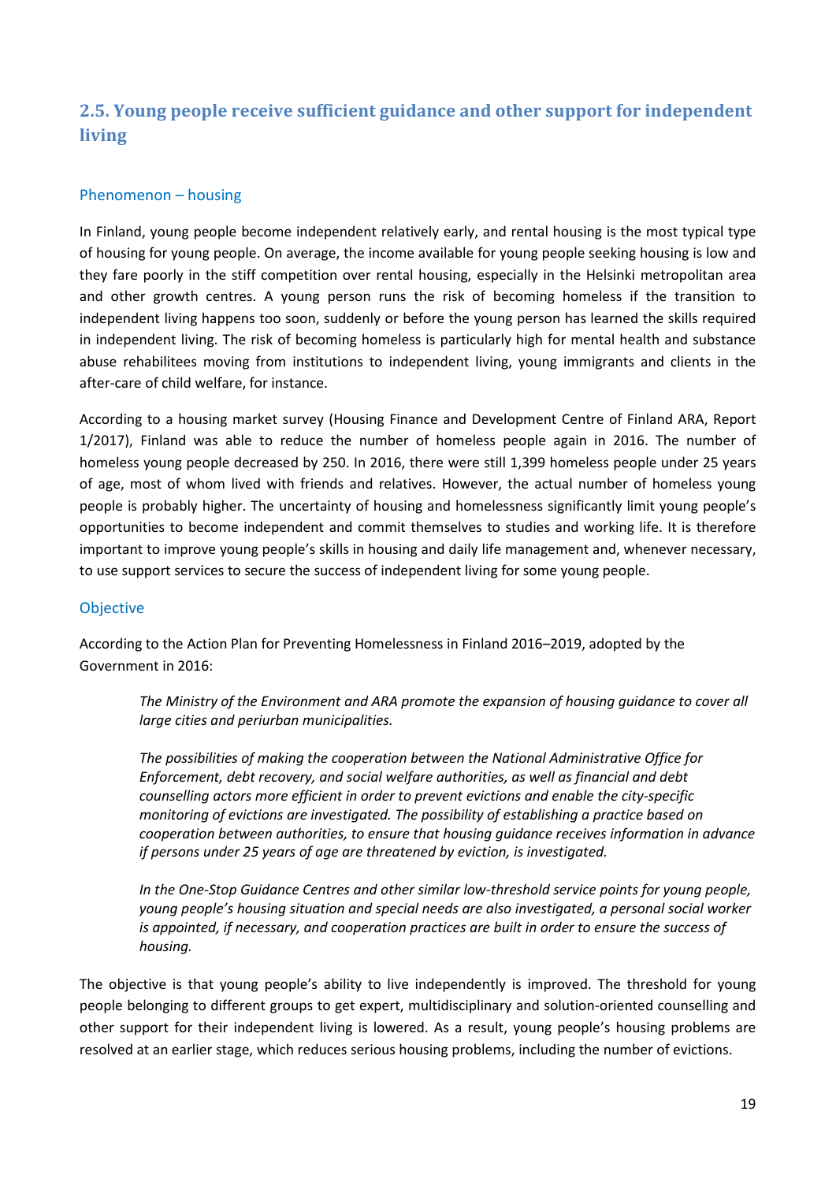## 2.5. Young people receive sufficient guidance and other support for independent living

### Phenomenon – housing

In Finland, young people become independent relatively early, and rental housing is the most typical type of housing for young people. On average, the income available for young people seeking housing is low and they fare poorly in the stiff competition over rental housing, especially in the Helsinki metropolitan area and other growth centres. A young person runs the risk of becoming homeless if the transition to independent living happens too soon, suddenly or before the young person has learned the skills required in independent living. The risk of becoming homeless is particularly high for mental health and substance abuse rehabilitees moving from institutions to independent living, young immigrants and clients in the after-care of child welfare, for instance.

According to a housing market survey (Housing Finance and Development Centre of Finland ARA, Report 1/2017), Finland was able to reduce the number of homeless people again in 2016. The number of homeless young people decreased by 250. In 2016, there were still 1,399 homeless people under 25 years of age, most of whom lived with friends and relatives. However, the actual number of homeless young people is probably higher. The uncertainty of housing and homelessness significantly limit young people's opportunities to become independent and commit themselves to studies and working life. It is therefore important to improve young people's skills in housing and daily life management and, whenever necessary, to use support services to secure the success of independent living for some young people.

### Objective

According to the Action Plan for Preventing Homelessness in Finland 2016–2019, adopted by the Government in 2016:

> *The Ministry of the Environment and ARA promote the expansion of housing guidance to cover all large cities and periurban municipalities.*
>
> *The possibilities of making the cooperation between the National Administrative Office for Enforcement, debt recovery, and social welfare authorities, as well as financial and debt counselling actors more efficient in order to prevent evictions and enable the city-specific monitoring of evictions are investigated. The possibility of establishing a practice based on cooperation between authorities, to ensure that housing guidance receives information in advance if persons under 25 years of age are threatened by eviction, is investigated.*
>
> *In the One-Stop Guidance Centres and other similar low-threshold service points for young people, young people's housing situation and special needs are also investigated, a personal social worker is appointed, if necessary, and cooperation practices are built in order to ensure the success of housing.*

The objective is that young people's ability to live independently is improved. The threshold for young people belonging to different groups to get expert, multidisciplinary and solution-oriented counselling and other support for their independent living is lowered. As a result, young people's housing problems are resolved at an earlier stage, which reduces serious housing problems, including the number of evictions.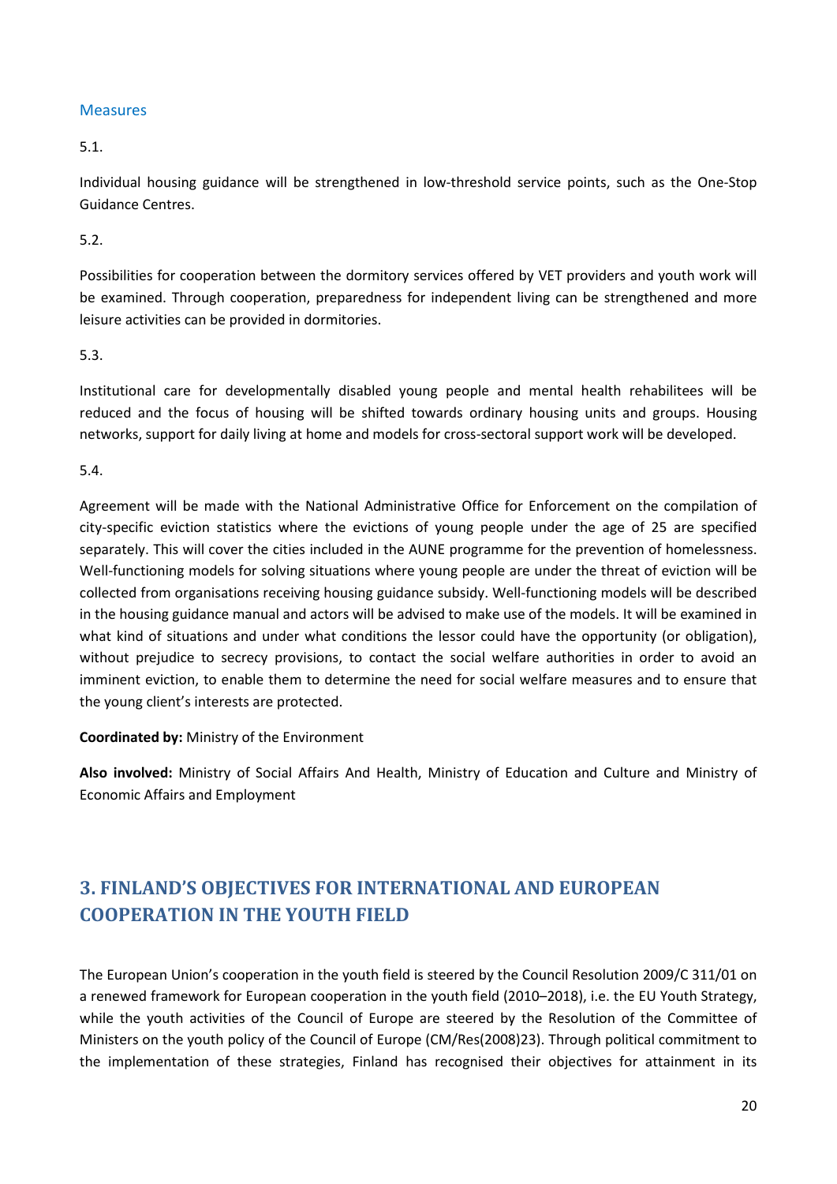### Measures

5.1.

Individual housing guidance will be strengthened in low-threshold service points, such as the One-Stop Guidance Centres.

5.2.

Possibilities for cooperation between the dormitory services offered by VET providers and youth work will be examined. Through cooperation, preparedness for independent living can be strengthened and more leisure activities can be provided in dormitories.

5.3.

Institutional care for developmentally disabled young people and mental health rehabilitees will be reduced and the focus of housing will be shifted towards ordinary housing units and groups. Housing networks, support for daily living at home and models for cross-sectoral support work will be developed.

5.4.

Agreement will be made with the National Administrative Office for Enforcement on the compilation of city-specific eviction statistics where the evictions of young people under the age of 25 are specified separately. This will cover the cities included in the AUNE programme for the prevention of homelessness. Well-functioning models for solving situations where young people are under the threat of eviction will be collected from organisations receiving housing guidance subsidy. Well-functioning models will be described in the housing guidance manual and actors will be advised to make use of the models. It will be examined in what kind of situations and under what conditions the lessor could have the opportunity (or obligation), without prejudice to secrecy provisions, to contact the social welfare authorities in order to avoid an imminent eviction, to enable them to determine the need for social welfare measures and to ensure that the young client's interests are protected.

**Coordinated by:** Ministry of the Environment

**Also involved:** Ministry of Social Affairs And Health, Ministry of Education and Culture and Ministry of Economic Affairs and Employment

## 3. FINLAND'S OBJECTIVES FOR INTERNATIONAL AND EUROPEAN COOPERATION IN THE YOUTH FIELD

The European Union's cooperation in the youth field is steered by the Council Resolution 2009/C 311/01 on a renewed framework for European cooperation in the youth field (2010–2018), i.e. the EU Youth Strategy, while the youth activities of the Council of Europe are steered by the Resolution of the Committee of Ministers on the youth policy of the Council of Europe (CM/Res(2008)23). Through political commitment to the implementation of these strategies, Finland has recognised their objectives for attainment in its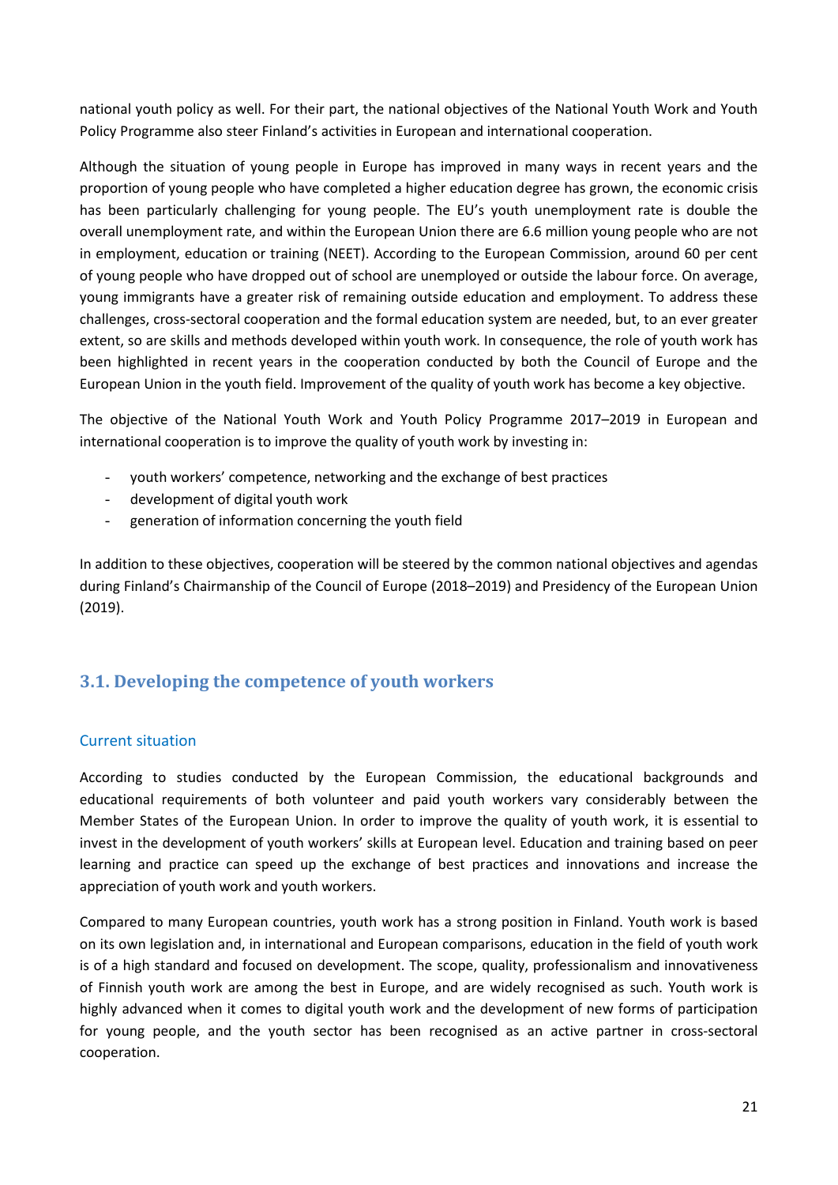national youth policy as well. For their part, the national objectives of the National Youth Work and Youth Policy Programme also steer Finland's activities in European and international cooperation.

Although the situation of young people in Europe has improved in many ways in recent years and the proportion of young people who have completed a higher education degree has grown, the economic crisis has been particularly challenging for young people. The EU's youth unemployment rate is double the overall unemployment rate, and within the European Union there are 6.6 million young people who are not in employment, education or training (NEET). According to the European Commission, around 60 per cent of young people who have dropped out of school are unemployed or outside the labour force. On average, young immigrants have a greater risk of remaining outside education and employment. To address these challenges, cross-sectoral cooperation and the formal education system are needed, but, to an ever greater extent, so are skills and methods developed within youth work. In consequence, the role of youth work has been highlighted in recent years in the cooperation conducted by both the Council of Europe and the European Union in the youth field. Improvement of the quality of youth work has become a key objective.

The objective of the National Youth Work and Youth Policy Programme 2017–2019 in European and international cooperation is to improve the quality of youth work by investing in:

- youth workers' competence, networking and the exchange of best practices
- development of digital youth work
- generation of information concerning the youth field

In addition to these objectives, cooperation will be steered by the common national objectives and agendas during Finland's Chairmanship of the Council of Europe (2018–2019) and Presidency of the European Union (2019).

## 3.1. Developing the competence of youth workers

### Current situation

According to studies conducted by the European Commission, the educational backgrounds and educational requirements of both volunteer and paid youth workers vary considerably between the Member States of the European Union. In order to improve the quality of youth work, it is essential to invest in the development of youth workers' skills at European level. Education and training based on peer learning and practice can speed up the exchange of best practices and innovations and increase the appreciation of youth work and youth workers.

Compared to many European countries, youth work has a strong position in Finland. Youth work is based on its own legislation and, in international and European comparisons, education in the field of youth work is of a high standard and focused on development. The scope, quality, professionalism and innovativeness of Finnish youth work are among the best in Europe, and are widely recognised as such. Youth work is highly advanced when it comes to digital youth work and the development of new forms of participation for young people, and the youth sector has been recognised as an active partner in cross-sectoral cooperation.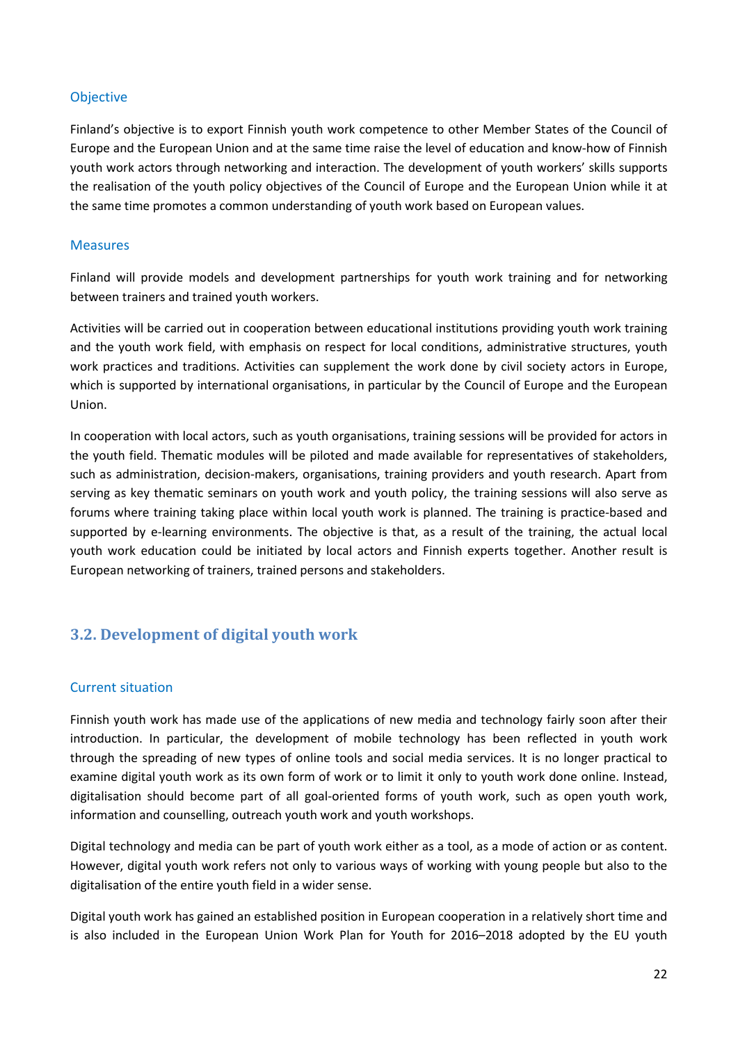#### Objective

Finland's objective is to export Finnish youth work competence to other Member States of the Council of Europe and the European Union and at the same time raise the level of education and know-how of Finnish youth work actors through networking and interaction. The development of youth workers' skills supports the realisation of the youth policy objectives of the Council of Europe and the European Union while it at the same time promotes a common understanding of youth work based on European values.

#### Measures

Finland will provide models and development partnerships for youth work training and for networking between trainers and trained youth workers.

Activities will be carried out in cooperation between educational institutions providing youth work training and the youth work field, with emphasis on respect for local conditions, administrative structures, youth work practices and traditions. Activities can supplement the work done by civil society actors in Europe, which is supported by international organisations, in particular by the Council of Europe and the European Union.

In cooperation with local actors, such as youth organisations, training sessions will be provided for actors in the youth field. Thematic modules will be piloted and made available for representatives of stakeholders, such as administration, decision-makers, organisations, training providers and youth research. Apart from serving as key thematic seminars on youth work and youth policy, the training sessions will also serve as forums where training taking place within local youth work is planned. The training is practice-based and supported by e-learning environments. The objective is that, as a result of the training, the actual local youth work education could be initiated by local actors and Finnish experts together. Another result is European networking of trainers, trained persons and stakeholders.

### 3.2. Development of digital youth work

#### Current situation

Finnish youth work has made use of the applications of new media and technology fairly soon after their introduction. In particular, the development of mobile technology has been reflected in youth work through the spreading of new types of online tools and social media services. It is no longer practical to examine digital youth work as its own form of work or to limit it only to youth work done online. Instead, digitalisation should become part of all goal-oriented forms of youth work, such as open youth work, information and counselling, outreach youth work and youth workshops.

Digital technology and media can be part of youth work either as a tool, as a mode of action or as content. However, digital youth work refers not only to various ways of working with young people but also to the digitalisation of the entire youth field in a wider sense.

Digital youth work has gained an established position in European cooperation in a relatively short time and is also included in the European Union Work Plan for Youth for 2016–2018 adopted by the EU youth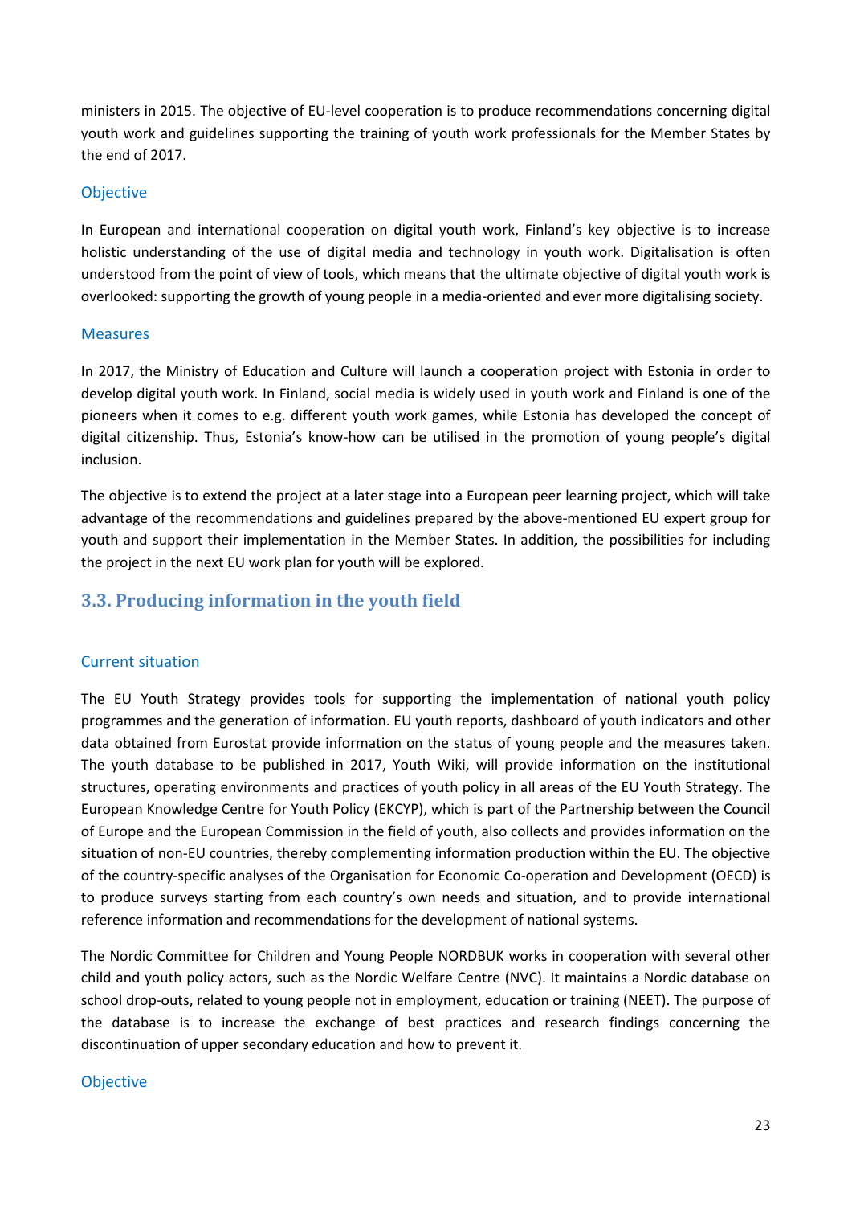ministers in 2015. The objective of EU-level cooperation is to produce recommendations concerning digital youth work and guidelines supporting the training of youth work professionals for the Member States by the end of 2017.

#### Objective

In European and international cooperation on digital youth work, Finland's key objective is to increase holistic understanding of the use of digital media and technology in youth work. Digitalisation is often understood from the point of view of tools, which means that the ultimate objective of digital youth work is overlooked: supporting the growth of young people in a media-oriented and ever more digitalising society.

#### Measures

In 2017, the Ministry of Education and Culture will launch a cooperation project with Estonia in order to develop digital youth work. In Finland, social media is widely used in youth work and Finland is one of the pioneers when it comes to e.g. different youth work games, while Estonia has developed the concept of digital citizenship. Thus, Estonia's know-how can be utilised in the promotion of young people's digital inclusion.

The objective is to extend the project at a later stage into a European peer learning project, which will take advantage of the recommendations and guidelines prepared by the above-mentioned EU expert group for youth and support their implementation in the Member States. In addition, the possibilities for including the project in the next EU work plan for youth will be explored.

### 3.3. Producing information in the youth field

#### Current situation

The EU Youth Strategy provides tools for supporting the implementation of national youth policy programmes and the generation of information. EU youth reports, dashboard of youth indicators and other data obtained from Eurostat provide information on the status of young people and the measures taken. The youth database to be published in 2017, Youth Wiki, will provide information on the institutional structures, operating environments and practices of youth policy in all areas of the EU Youth Strategy. The European Knowledge Centre for Youth Policy (EKCYP), which is part of the Partnership between the Council of Europe and the European Commission in the field of youth, also collects and provides information on the situation of non-EU countries, thereby complementing information production within the EU. The objective of the country-specific analyses of the Organisation for Economic Co-operation and Development (OECD) is to produce surveys starting from each country's own needs and situation, and to provide international reference information and recommendations for the development of national systems.

The Nordic Committee for Children and Young People NORDBUK works in cooperation with several other child and youth policy actors, such as the Nordic Welfare Centre (NVC). It maintains a Nordic database on school drop-outs, related to young people not in employment, education or training (NEET). The purpose of the database is to increase the exchange of best practices and research findings concerning the discontinuation of upper secondary education and how to prevent it.

#### Objective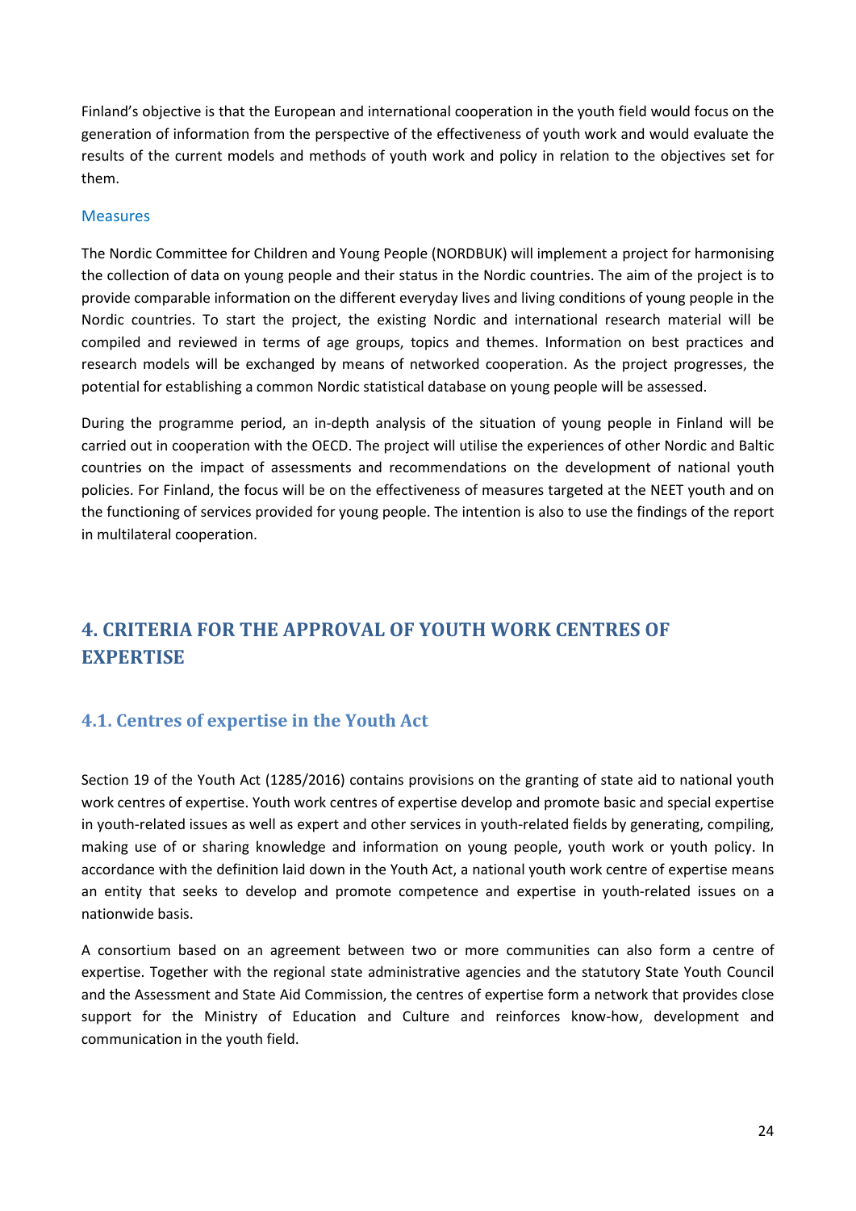Finland's objective is that the European and international cooperation in the youth field would focus on the generation of information from the perspective of the effectiveness of youth work and would evaluate the results of the current models and methods of youth work and policy in relation to the objectives set for them.

### Measures

The Nordic Committee for Children and Young People (NORDBUK) will implement a project for harmonising the collection of data on young people and their status in the Nordic countries. The aim of the project is to provide comparable information on the different everyday lives and living conditions of young people in the Nordic countries. To start the project, the existing Nordic and international research material will be compiled and reviewed in terms of age groups, topics and themes. Information on best practices and research models will be exchanged by means of networked cooperation. As the project progresses, the potential for establishing a common Nordic statistical database on young people will be assessed.

During the programme period, an in-depth analysis of the situation of young people in Finland will be carried out in cooperation with the OECD. The project will utilise the experiences of other Nordic and Baltic countries on the impact of assessments and recommendations on the development of national youth policies. For Finland, the focus will be on the effectiveness of measures targeted at the NEET youth and on the functioning of services provided for young people. The intention is also to use the findings of the report in multilateral cooperation.

# 4. CRITERIA FOR THE APPROVAL OF YOUTH WORK CENTRES OF EXPERTISE

## 4.1. Centres of expertise in the Youth Act

Section 19 of the Youth Act (1285/2016) contains provisions on the granting of state aid to national youth work centres of expertise. Youth work centres of expertise develop and promote basic and special expertise in youth-related issues as well as expert and other services in youth-related fields by generating, compiling, making use of or sharing knowledge and information on young people, youth work or youth policy. In accordance with the definition laid down in the Youth Act, a national youth work centre of expertise means an entity that seeks to develop and promote competence and expertise in youth-related issues on a nationwide basis.

A consortium based on an agreement between two or more communities can also form a centre of expertise. Together with the regional state administrative agencies and the statutory State Youth Council and the Assessment and State Aid Commission, the centres of expertise form a network that provides close support for the Ministry of Education and Culture and reinforces know-how, development and communication in the youth field.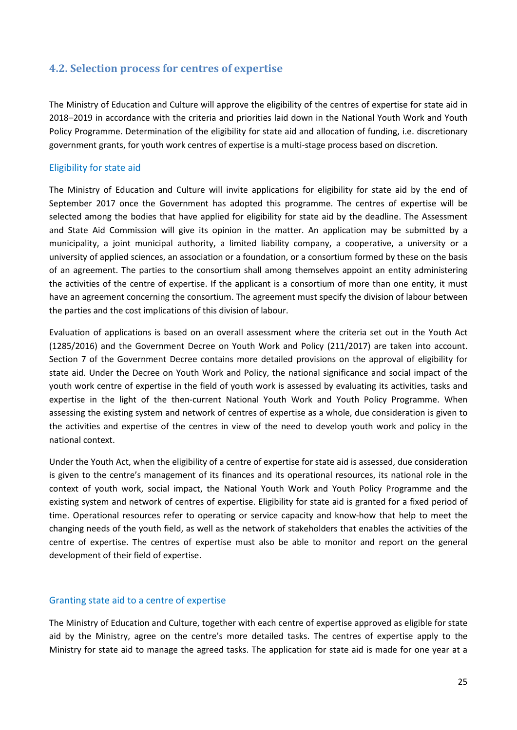## 4.2. Selection process for centres of expertise

The Ministry of Education and Culture will approve the eligibility of the centres of expertise for state aid in 2018–2019 in accordance with the criteria and priorities laid down in the National Youth Work and Youth Policy Programme. Determination of the eligibility for state aid and allocation of funding, i.e. discretionary government grants, for youth work centres of expertise is a multi-stage process based on discretion.

### Eligibility for state aid

The Ministry of Education and Culture will invite applications for eligibility for state aid by the end of September 2017 once the Government has adopted this programme. The centres of expertise will be selected among the bodies that have applied for eligibility for state aid by the deadline. The Assessment and State Aid Commission will give its opinion in the matter. An application may be submitted by a municipality, a joint municipal authority, a limited liability company, a cooperative, a university or a university of applied sciences, an association or a foundation, or a consortium formed by these on the basis of an agreement. The parties to the consortium shall among themselves appoint an entity administering the activities of the centre of expertise. If the applicant is a consortium of more than one entity, it must have an agreement concerning the consortium. The agreement must specify the division of labour between the parties and the cost implications of this division of labour.

Evaluation of applications is based on an overall assessment where the criteria set out in the Youth Act (1285/2016) and the Government Decree on Youth Work and Policy (211/2017) are taken into account. Section 7 of the Government Decree contains more detailed provisions on the approval of eligibility for state aid. Under the Decree on Youth Work and Policy, the national significance and social impact of the youth work centre of expertise in the field of youth work is assessed by evaluating its activities, tasks and expertise in the light of the then-current National Youth Work and Youth Policy Programme. When assessing the existing system and network of centres of expertise as a whole, due consideration is given to the activities and expertise of the centres in view of the need to develop youth work and policy in the national context.

Under the Youth Act, when the eligibility of a centre of expertise for state aid is assessed, due consideration is given to the centre's management of its finances and its operational resources, its national role in the context of youth work, social impact, the National Youth Work and Youth Policy Programme and the existing system and network of centres of expertise. Eligibility for state aid is granted for a fixed period of time. Operational resources refer to operating or service capacity and know-how that help to meet the changing needs of the youth field, as well as the network of stakeholders that enables the activities of the centre of expertise. The centres of expertise must also be able to monitor and report on the general development of their field of expertise.

### Granting state aid to a centre of expertise

The Ministry of Education and Culture, together with each centre of expertise approved as eligible for state aid by the Ministry, agree on the centre's more detailed tasks. The centres of expertise apply to the Ministry for state aid to manage the agreed tasks. The application for state aid is made for one year at a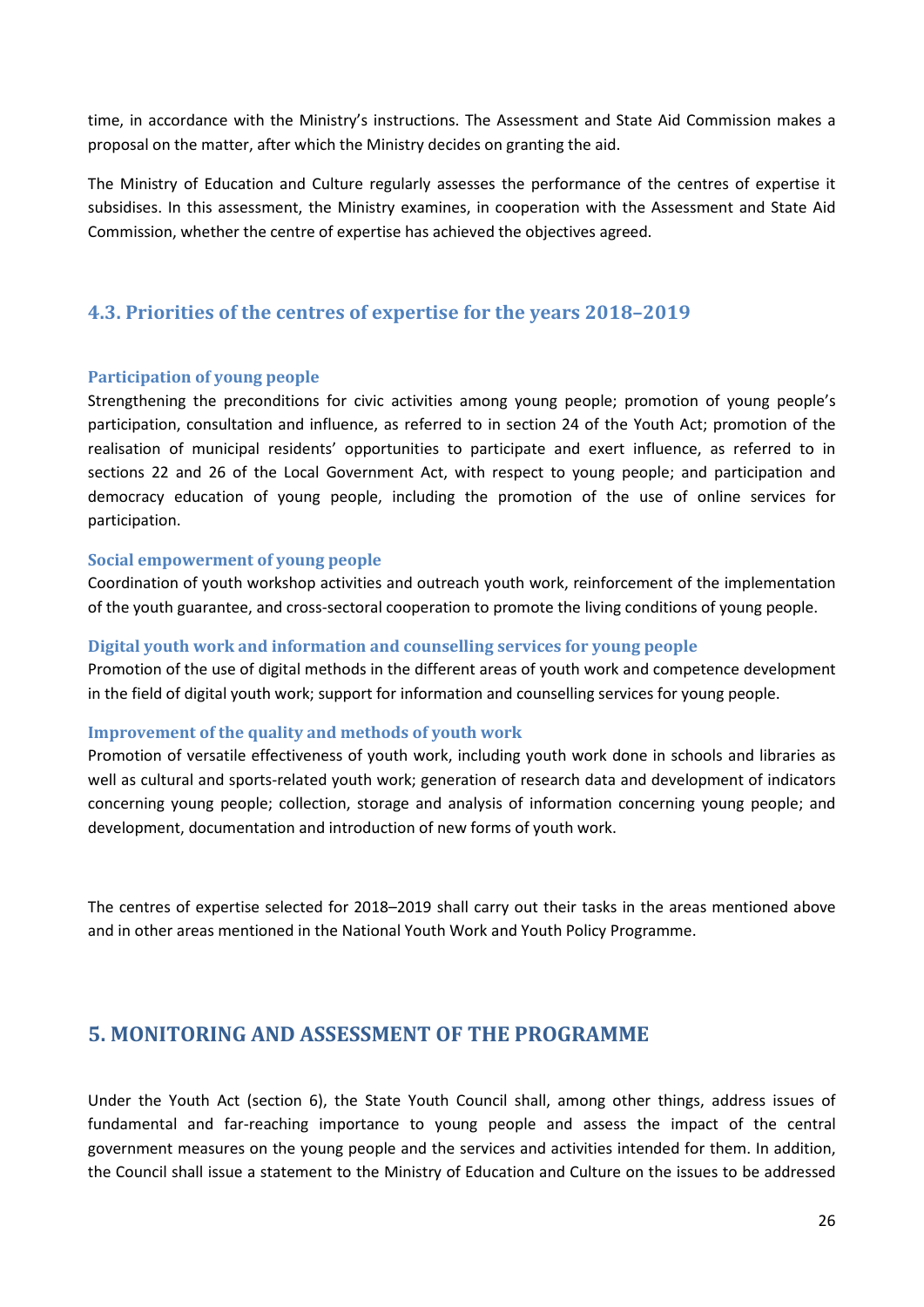time, in accordance with the Ministry's instructions. The Assessment and State Aid Commission makes a proposal on the matter, after which the Ministry decides on granting the aid.

The Ministry of Education and Culture regularly assesses the performance of the centres of expertise it subsidises. In this assessment, the Ministry examines, in cooperation with the Assessment and State Aid Commission, whether the centre of expertise has achieved the objectives agreed.

## 4.3. Priorities of the centres of expertise for the years 2018–2019

### Participation of young people

Strengthening the preconditions for civic activities among young people; promotion of young people's participation, consultation and influence, as referred to in section 24 of the Youth Act; promotion of the realisation of municipal residents' opportunities to participate and exert influence, as referred to in sections 22 and 26 of the Local Government Act, with respect to young people; and participation and democracy education of young people, including the promotion of the use of online services for participation.

### Social empowerment of young people

Coordination of youth workshop activities and outreach youth work, reinforcement of the implementation of the youth guarantee, and cross-sectoral cooperation to promote the living conditions of young people.

### Digital youth work and information and counselling services for young people

Promotion of the use of digital methods in the different areas of youth work and competence development in the field of digital youth work; support for information and counselling services for young people.

### Improvement of the quality and methods of youth work

Promotion of versatile effectiveness of youth work, including youth work done in schools and libraries as well as cultural and sports-related youth work; generation of research data and development of indicators concerning young people; collection, storage and analysis of information concerning young people; and development, documentation and introduction of new forms of youth work.

The centres of expertise selected for 2018–2019 shall carry out their tasks in the areas mentioned above and in other areas mentioned in the National Youth Work and Youth Policy Programme.

# 5. MONITORING AND ASSESSMENT OF THE PROGRAMME

Under the Youth Act (section 6), the State Youth Council shall, among other things, address issues of fundamental and far-reaching importance to young people and assess the impact of the central government measures on the young people and the services and activities intended for them. In addition, the Council shall issue a statement to the Ministry of Education and Culture on the issues to be addressed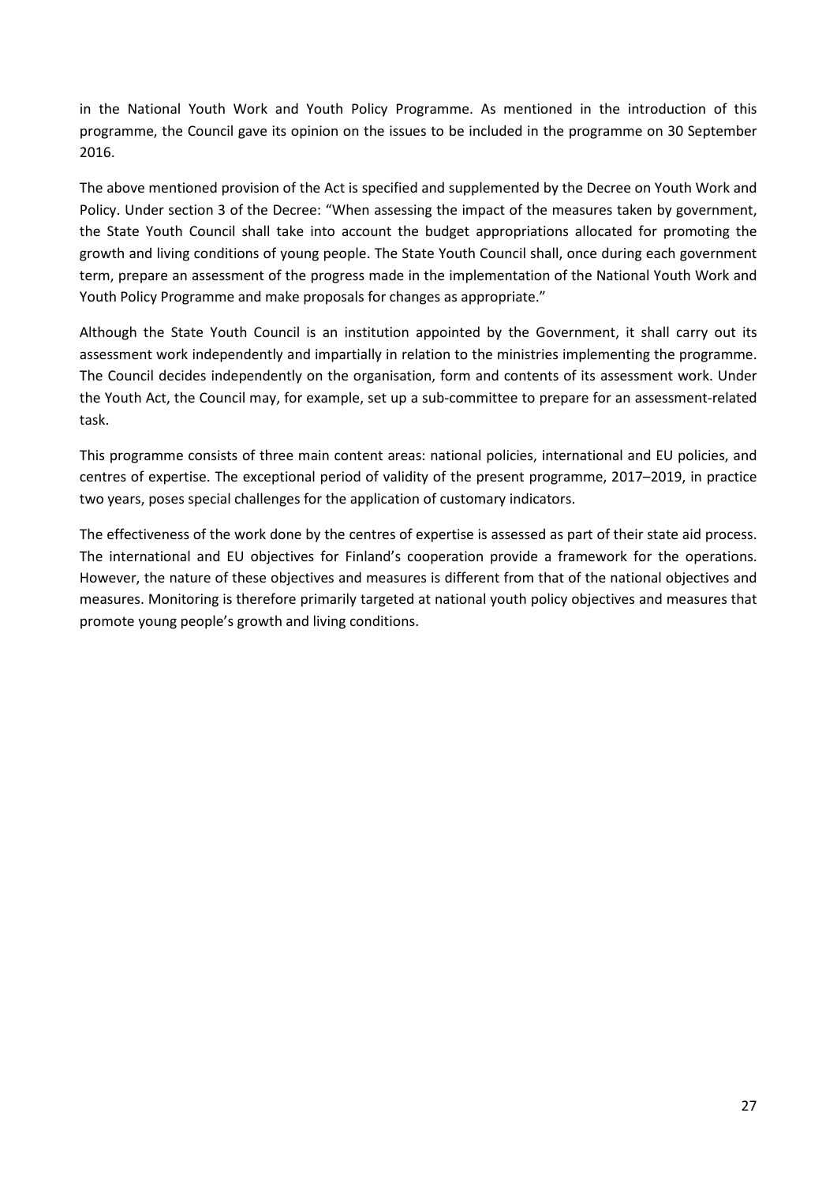in the National Youth Work and Youth Policy Programme. As mentioned in the introduction of this programme, the Council gave its opinion on the issues to be included in the programme on 30 September 2016.

The above mentioned provision of the Act is specified and supplemented by the Decree on Youth Work and Policy. Under section 3 of the Decree: "When assessing the impact of the measures taken by government, the State Youth Council shall take into account the budget appropriations allocated for promoting the growth and living conditions of young people. The State Youth Council shall, once during each government term, prepare an assessment of the progress made in the implementation of the National Youth Work and Youth Policy Programme and make proposals for changes as appropriate."

Although the State Youth Council is an institution appointed by the Government, it shall carry out its assessment work independently and impartially in relation to the ministries implementing the programme. The Council decides independently on the organisation, form and contents of its assessment work. Under the Youth Act, the Council may, for example, set up a sub-committee to prepare for an assessment-related task.

This programme consists of three main content areas: national policies, international and EU policies, and centres of expertise. The exceptional period of validity of the present programme, 2017–2019, in practice two years, poses special challenges for the application of customary indicators.

The effectiveness of the work done by the centres of expertise is assessed as part of their state aid process. The international and EU objectives for Finland's cooperation provide a framework for the operations. However, the nature of these objectives and measures is different from that of the national objectives and measures. Monitoring is therefore primarily targeted at national youth policy objectives and measures that promote young people's growth and living conditions.